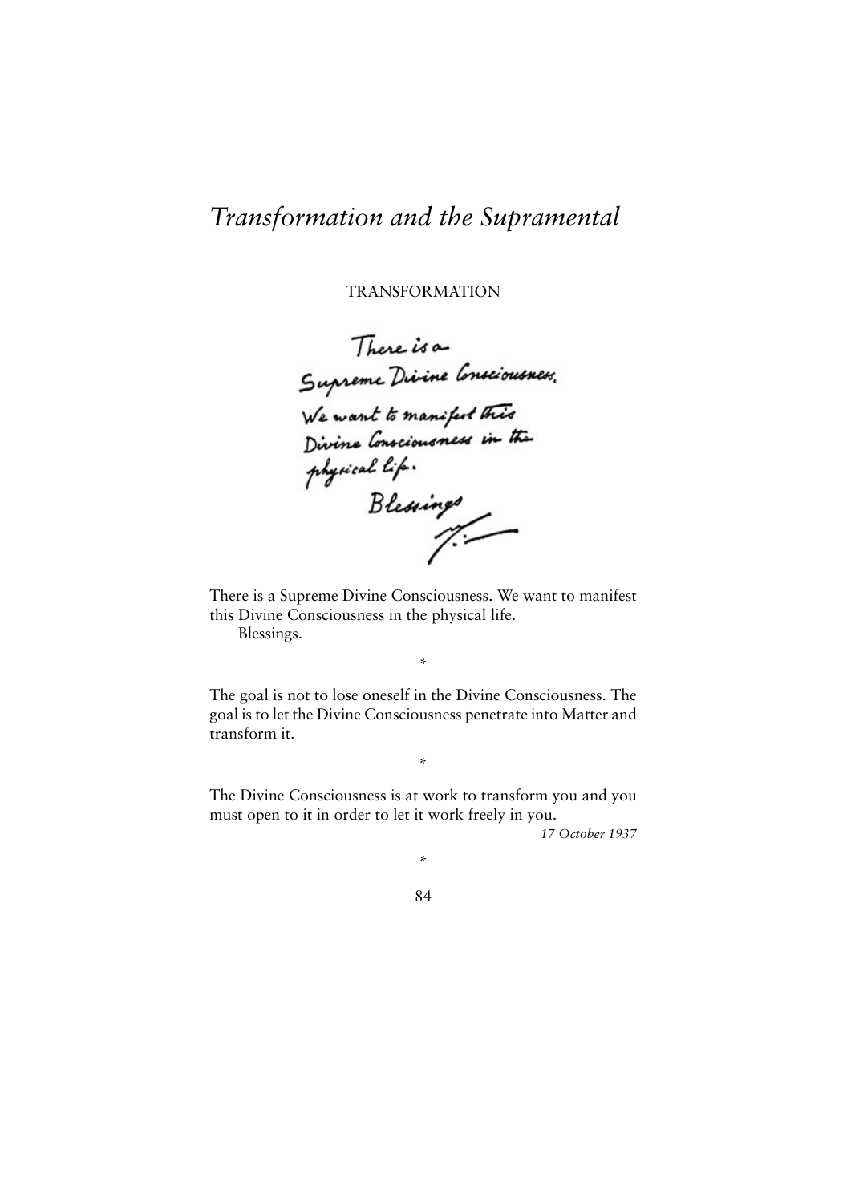# *Transformation and the Supramental*

## TRANSFORMATION

There is a Supreme Divine Consciousness. We want to manifest this Divine Consciousness in the physical life.
Blessings.

There is a Supreme Divine Consciousness. We want to manifest this Divine Consciousness in the physical life.

Blessings.

*

The goal is not to lose oneself in the Divine Consciousness. The goal is to let the Divine Consciousness penetrate into Matter and transform it.

*

The Divine Consciousness is at work to transform you and you must open to it in order to let it work freely in you.

*17 October 1937*

*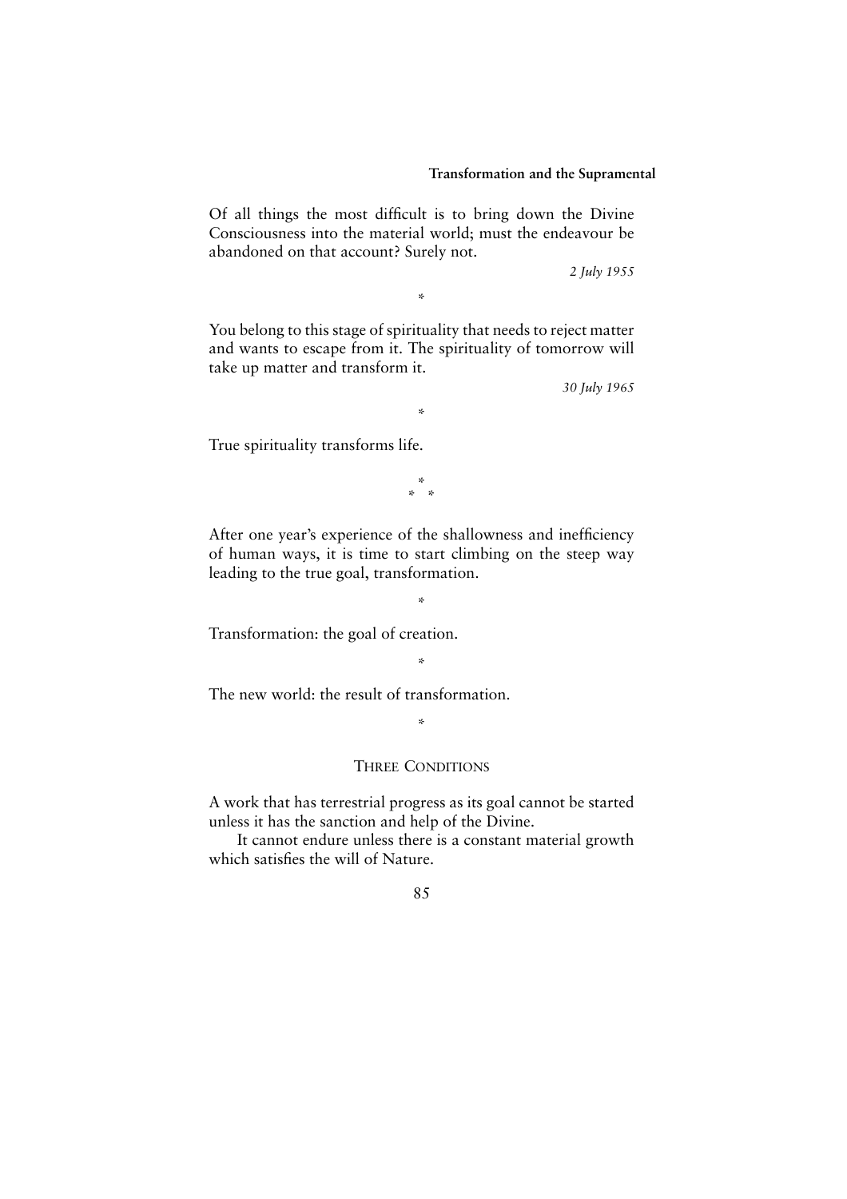Of all things the most difficult is to bring down the Divine Consciousness into the material world; must the endeavour be abandoned on that account? Surely not.

*2 July 1955*

*

You belong to this stage of spirituality that needs to reject matter and wants to escape from it. The spirituality of tomorrow will take up matter and transform it.

*30 July 1965*

*

True spirituality transforms life.

\*
\* \*

After one year's experience of the shallowness and inefficiency of human ways, it is time to start climbing on the steep way leading to the true goal, transformation.

*

Transformation: the goal of creation.

*

The new world: the result of transformation.

*

### Three Conditions

A work that has terrestrial progress as its goal cannot be started unless it has the sanction and help of the Divine.

It cannot endure unless there is a constant material growth which satisfies the will of Nature.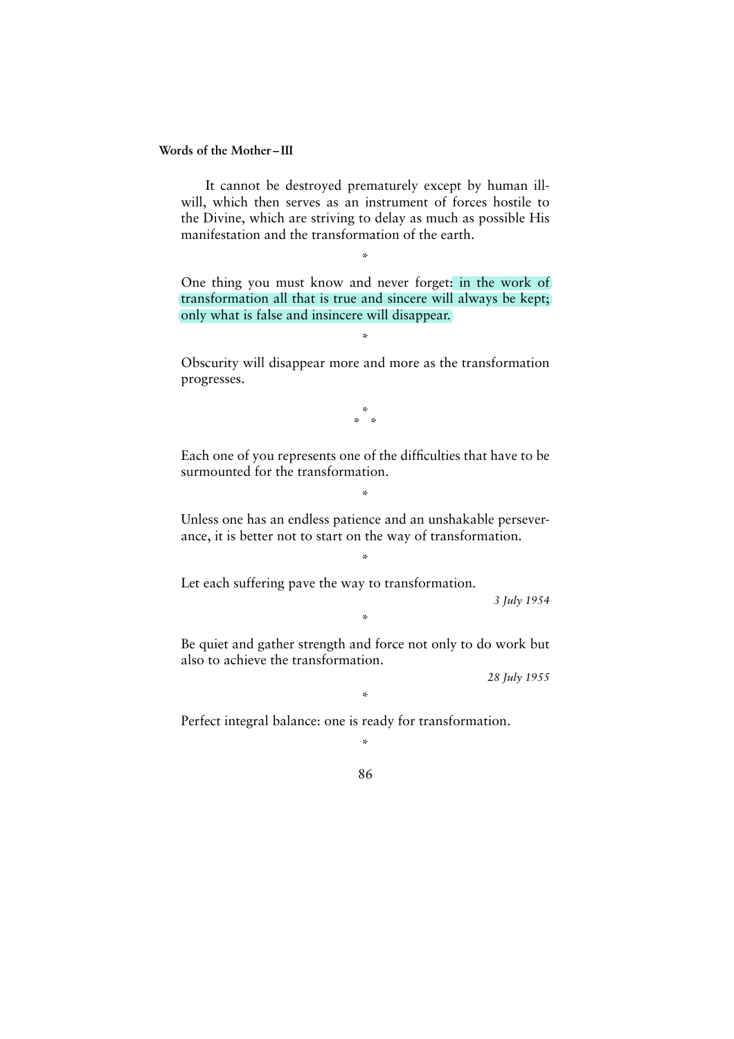It cannot be destroyed prematurely except by human ill-will, which then serves as an instrument of forces hostile to the Divine, which are striving to delay as much as possible His manifestation and the transformation of the earth.

*

One thing you must know and never forget: in the work of transformation all that is true and sincere will always be kept; only what is false and insincere will disappear.

*

Obscurity will disappear more and more as the transformation progresses.

\*
\* \*

Each one of you represents one of the difficulties that have to be surmounted for the transformation.

*

Unless one has an endless patience and an unshakable perseverance, it is better not to start on the way of transformation.

*

Let each suffering pave the way to transformation.

*3 July 1954*

*

Be quiet and gather strength and force not only to do work but also to achieve the transformation.

*28 July 1955*

*

Perfect integral balance: one is ready for transformation.

*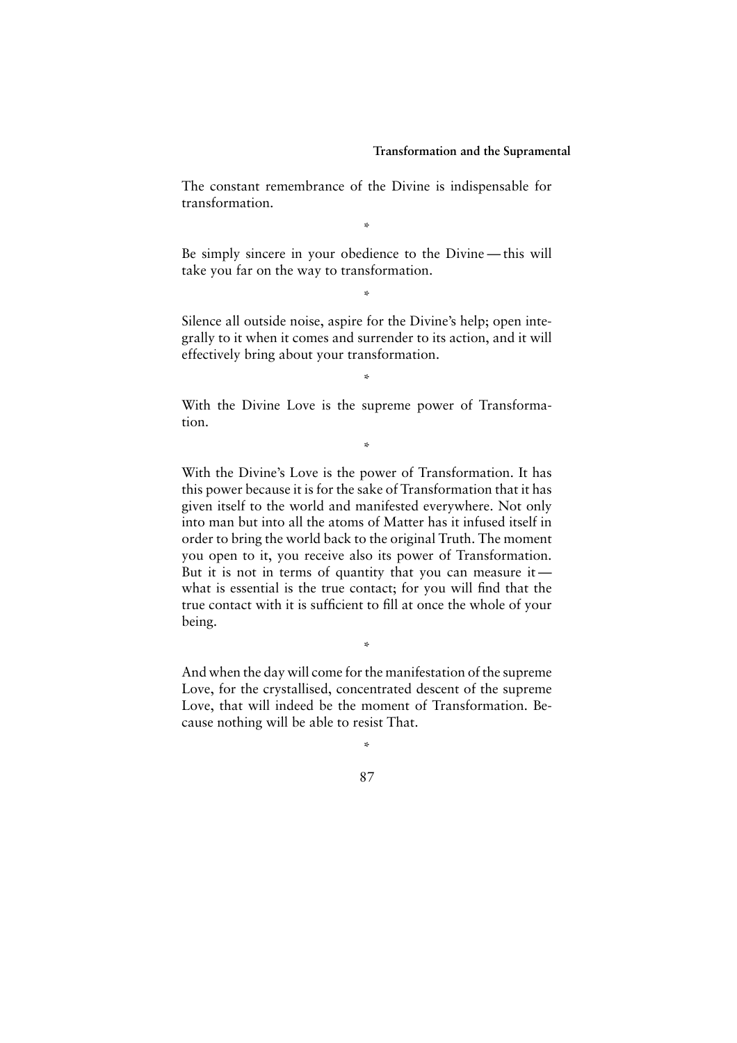The constant remembrance of the Divine is indispensable for transformation.

*

Be simply sincere in your obedience to the Divine — this will take you far on the way to transformation.

*

Silence all outside noise, aspire for the Divine's help; open integrally to it when it comes and surrender to its action, and it will effectively bring about your transformation.

*

With the Divine Love is the supreme power of Transformation.

*

With the Divine's Love is the power of Transformation. It has this power because it is for the sake of Transformation that it has given itself to the world and manifested everywhere. Not only into man but into all the atoms of Matter has it infused itself in order to bring the world back to the original Truth. The moment you open to it, you receive also its power of Transformation. But it is not in terms of quantity that you can measure it — what is essential is the true contact; for you will find that the true contact with it is sufficient to fill at once the whole of your being.

*

And when the day will come for the manifestation of the supreme Love, for the crystallised, concentrated descent of the supreme Love, that will indeed be the moment of Transformation. Because nothing will be able to resist That.

*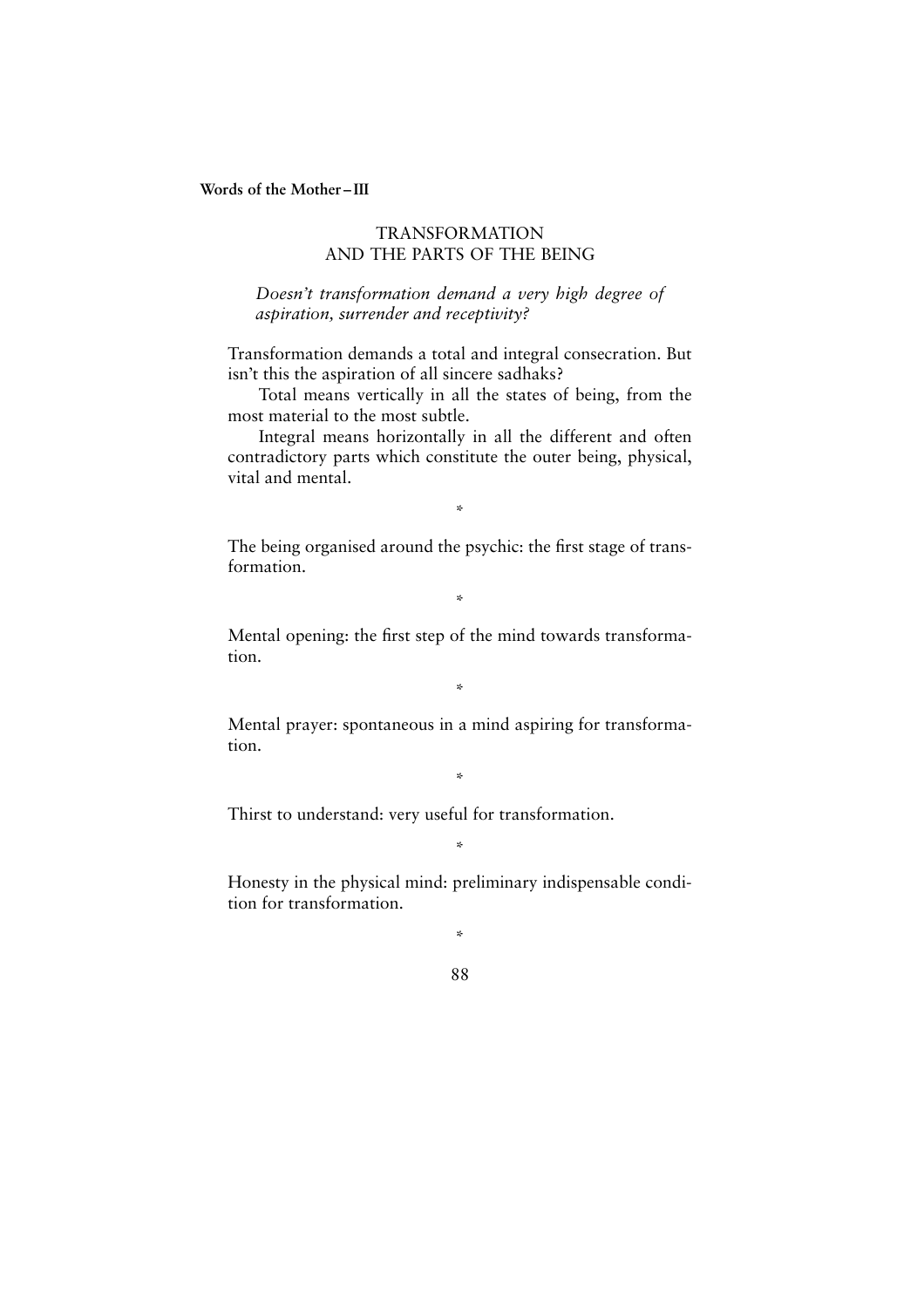## TRANSFORMATION AND THE PARTS OF THE BEING

*Doesn't transformation demand a very high degree of aspiration, surrender and receptivity?*

Transformation demands a total and integral consecration. But isn't this the aspiration of all sincere sadhaks?

Total means vertically in all the states of being, from the most material to the most subtle.

Integral means horizontally in all the different and often contradictory parts which constitute the outer being, physical, vital and mental.

\*

The being organised around the psychic: the first stage of transformation.

\*

Mental opening: the first step of the mind towards transformation.

\*

Mental prayer: spontaneous in a mind aspiring for transformation.

\*

Thirst to understand: very useful for transformation.

\*

Honesty in the physical mind: preliminary indispensable condition for transformation.

\*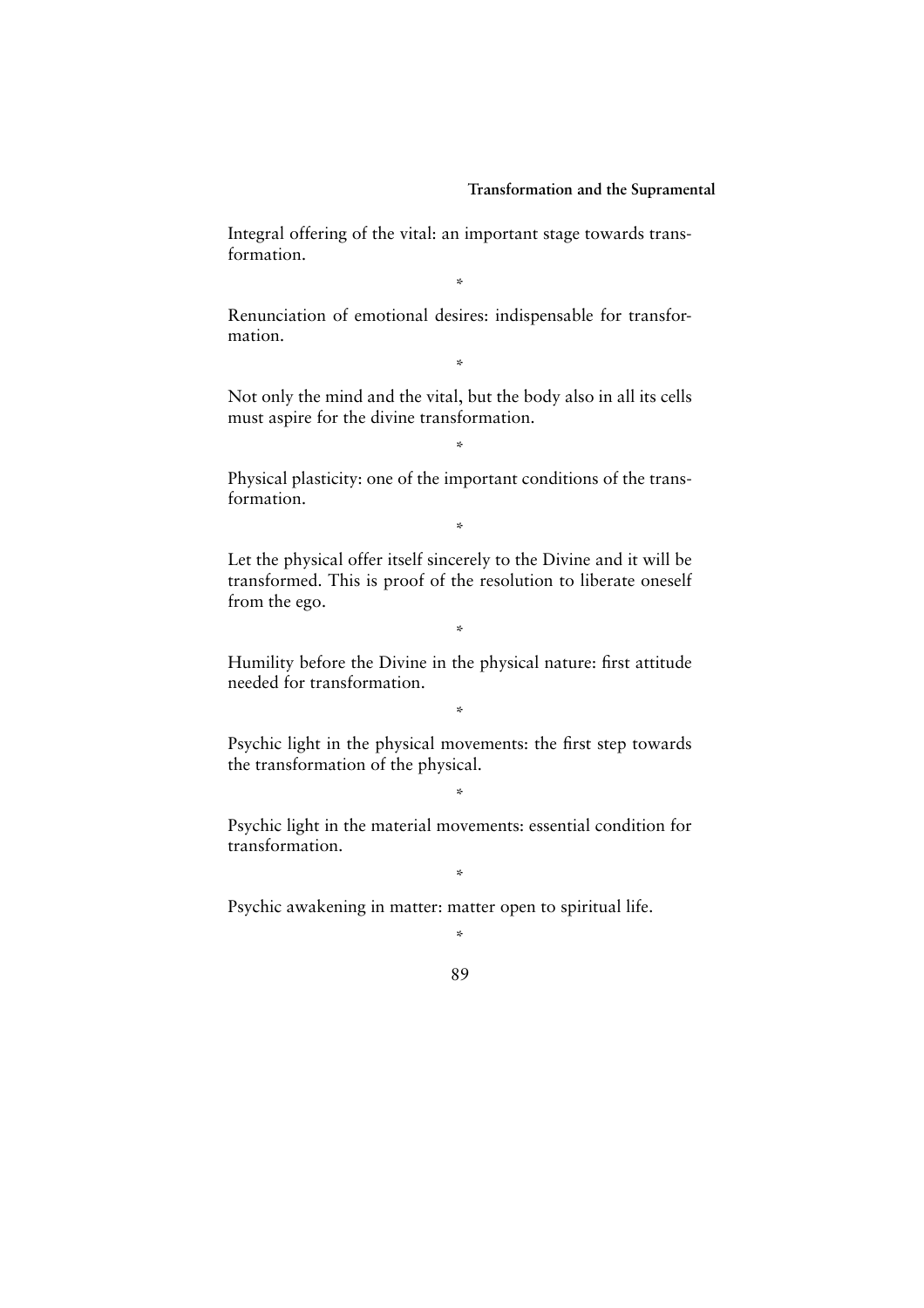Integral offering of the vital: an important stage towards transformation.

*

Renunciation of emotional desires: indispensable for transformation.

*

Not only the mind and the vital, but the body also in all its cells must aspire for the divine transformation.

*

Physical plasticity: one of the important conditions of the transformation.

*

Let the physical offer itself sincerely to the Divine and it will be transformed. This is proof of the resolution to liberate oneself from the ego.

*

Humility before the Divine in the physical nature: first attitude needed for transformation.

*

Psychic light in the physical movements: the first step towards the transformation of the physical.

*

Psychic light in the material movements: essential condition for transformation.

*

Psychic awakening in matter: matter open to spiritual life.

*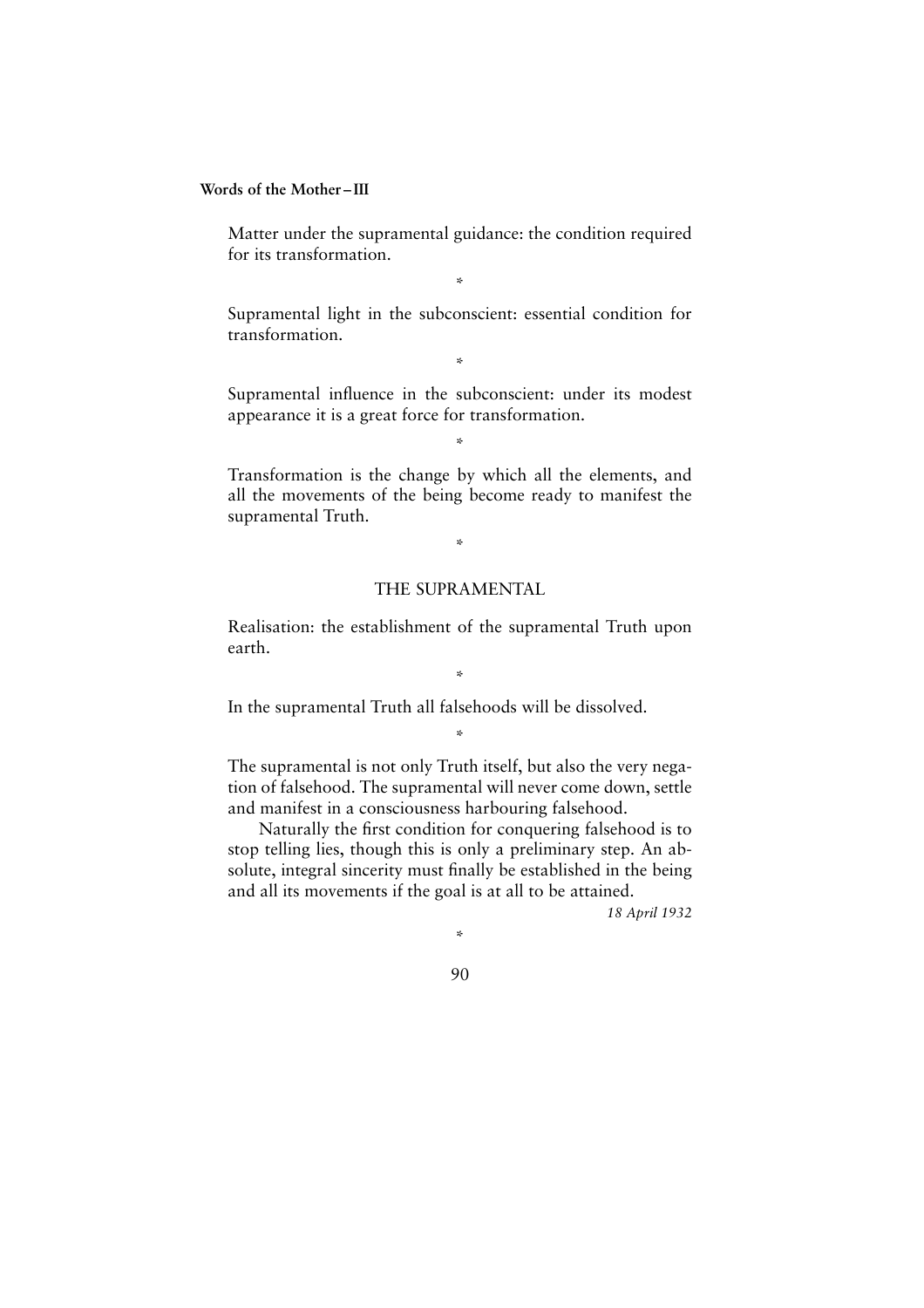Matter under the supramental guidance: the condition required for its transformation.

*

Supramental light in the subconscient: essential condition for transformation.

*

Supramental influence in the subconscient: under its modest appearance it is a great force for transformation.

*

Transformation is the change by which all the elements, and all the movements of the being become ready to manifest the supramental Truth.

*

## THE SUPRAMENTAL

Realisation: the establishment of the supramental Truth upon earth.

*

In the supramental Truth all falsehoods will be dissolved.

*

The supramental is not only Truth itself, but also the very negation of falsehood. The supramental will never come down, settle and manifest in a consciousness harbouring falsehood.

Naturally the first condition for conquering falsehood is to stop telling lies, though this is only a preliminary step. An absolute, integral sincerity must finally be established in the being and all its movements if the goal is at all to be attained.

*18 April 1932*

*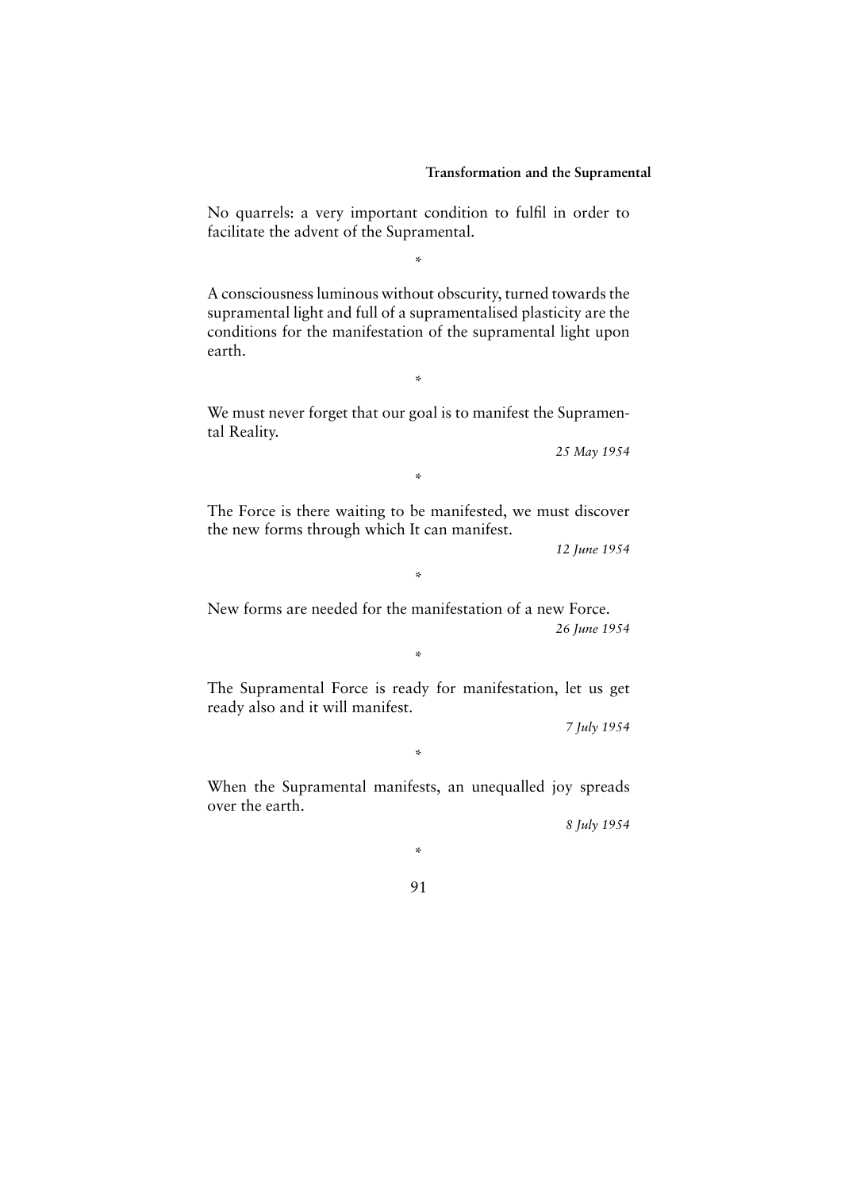No quarrels: a very important condition to fulfil in order to facilitate the advent of the Supramental.

*

A consciousness luminous without obscurity, turned towards the supramental light and full of a supramentalised plasticity are the conditions for the manifestation of the supramental light upon earth.

*

We must never forget that our goal is to manifest the Supramental Reality.

*25 May 1954*

*

The Force is there waiting to be manifested, we must discover the new forms through which It can manifest.

*12 June 1954*

*

New forms are needed for the manifestation of a new Force.

*26 June 1954*

*

The Supramental Force is ready for manifestation, let us get ready also and it will manifest.

*7 July 1954*

*

When the Supramental manifests, an unequalled joy spreads over the earth.

*8 July 1954*

*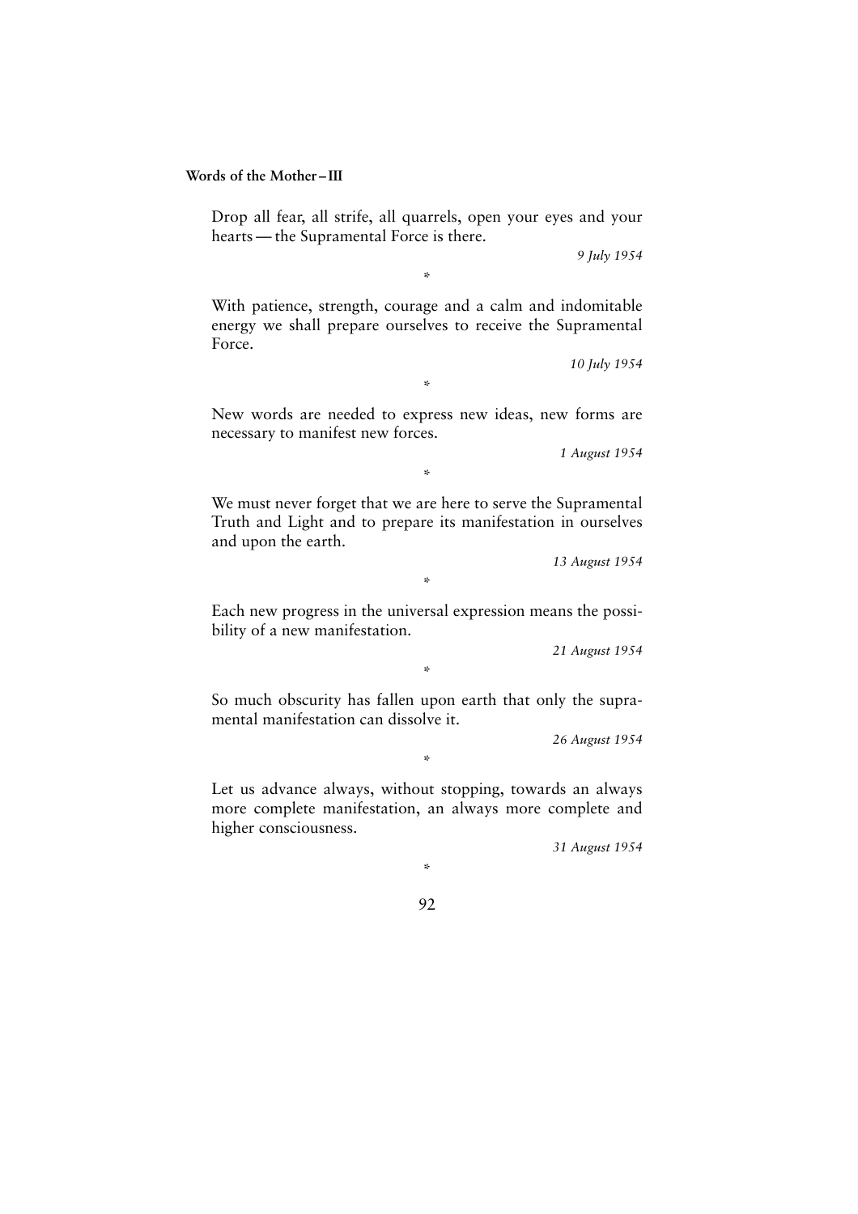Drop all fear, all strife, all quarrels, open your eyes and your hearts — the Supramental Force is there.

*9 July 1954*

*

With patience, strength, courage and a calm and indomitable energy we shall prepare ourselves to receive the Supramental Force.

*10 July 1954*

*

New words are needed to express new ideas, new forms are necessary to manifest new forces.

*1 August 1954*

*

We must never forget that we are here to serve the Supramental Truth and Light and to prepare its manifestation in ourselves and upon the earth.

*13 August 1954*

*

Each new progress in the universal expression means the possibility of a new manifestation.

*21 August 1954*

*

So much obscurity has fallen upon earth that only the supramental manifestation can dissolve it.

*26 August 1954*

*

Let us advance always, without stopping, towards an always more complete manifestation, an always more complete and higher consciousness.

*31 August 1954*

*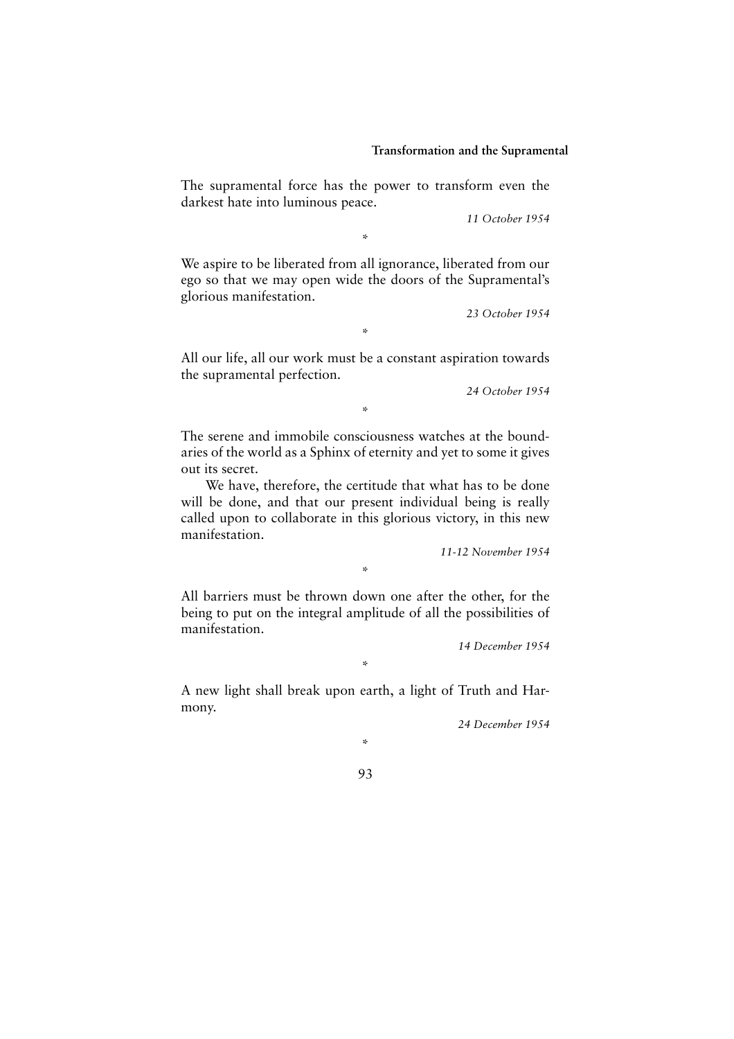The supramental force has the power to transform even the darkest hate into luminous peace.

*11 October 1954*

*

We aspire to be liberated from all ignorance, liberated from our ego so that we may open wide the doors of the Supramental's glorious manifestation.

*23 October 1954*

*

All our life, all our work must be a constant aspiration towards the supramental perfection.

*24 October 1954*

*

The serene and immobile consciousness watches at the boundaries of the world as a Sphinx of eternity and yet to some it gives out its secret.

We have, therefore, the certitude that what has to be done will be done, and that our present individual being is really called upon to collaborate in this glorious victory, in this new manifestation.

*11-12 November 1954*

*

All barriers must be thrown down one after the other, for the being to put on the integral amplitude of all the possibilities of manifestation.

*14 December 1954*

*

A new light shall break upon earth, a light of Truth and Harmony.

*24 December 1954*

*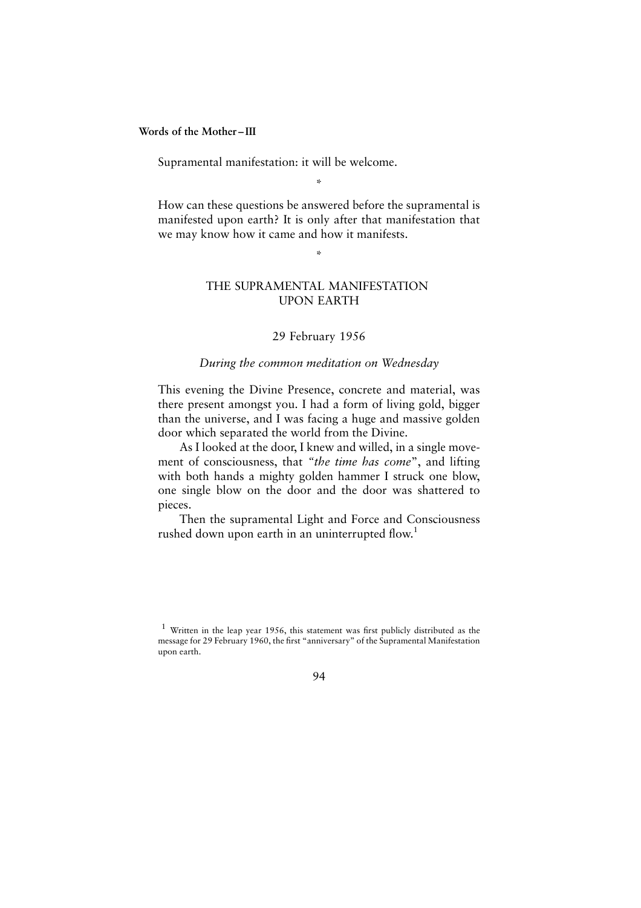Supramental manifestation: it will be welcome.

*

How can these questions be answered before the supramental is manifested upon earth? It is only after that manifestation that we may know how it came and how it manifests.

*

## THE SUPRAMENTAL MANIFESTATION UPON EARTH

29 February 1956

*During the common meditation on Wednesday*

This evening the Divine Presence, concrete and material, was there present amongst you. I had a form of living gold, bigger than the universe, and I was facing a huge and massive golden door which separated the world from the Divine.

As I looked at the door, I knew and willed, in a single movement of consciousness, that "*the time has come*", and lifting with both hands a mighty golden hammer I struck one blow, one single blow on the door and the door was shattered to pieces.

Then the supramental Light and Force and Consciousness rushed down upon earth in an uninterrupted flow.[1]

[1] Written in the leap year 1956, this statement was first publicly distributed as the message for 29 February 1960, the first "anniversary" of the Supramental Manifestation upon earth.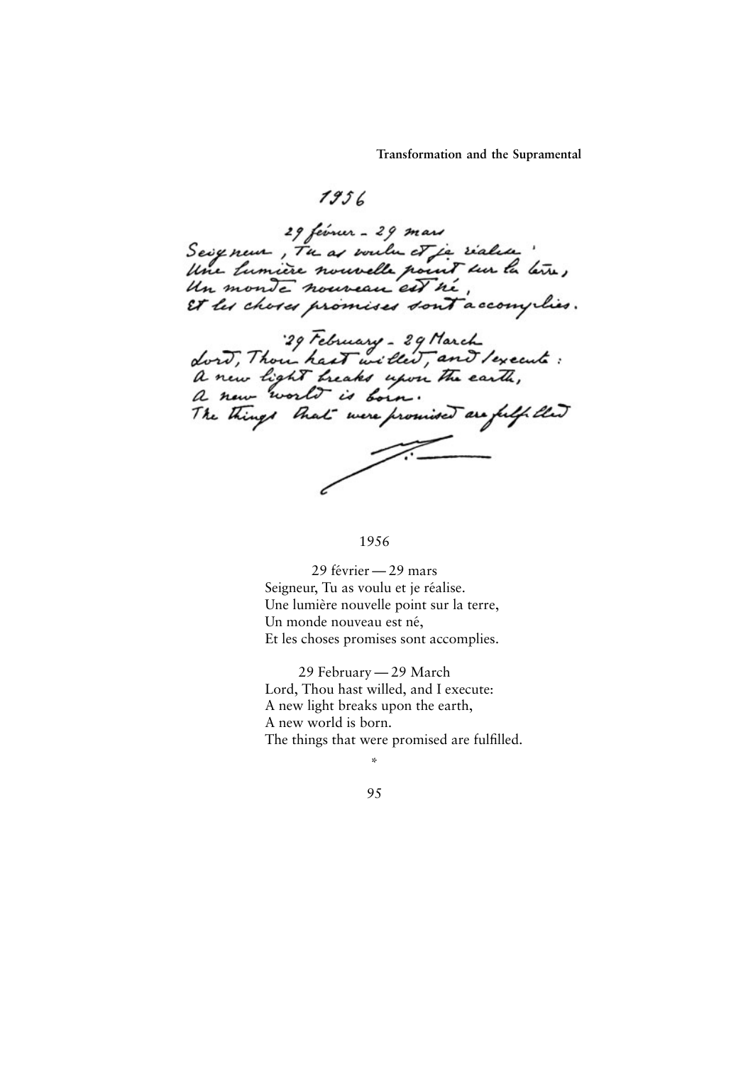1956

29 février — 29 mars
Seigneur, Tu as voulu et je réalise.
Une lumière nouvelle point sur la terre,
Un monde nouveau est né,
Et les choses promises sont accomplies.

29 February — 29 March
Lord, Thou hast willed, and I execute:
A new light breaks upon the earth,
A new world is born.
The things that were promised are fulfilled.

*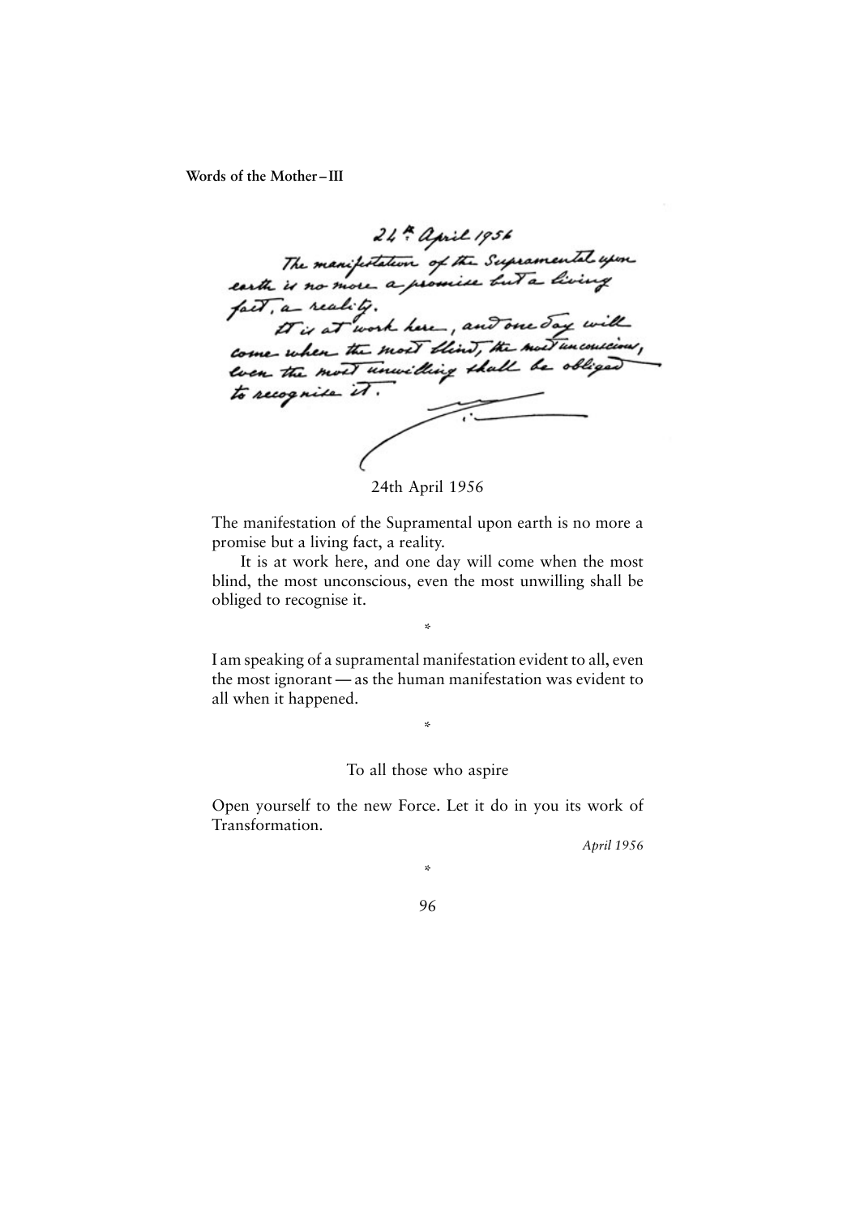24th April 1956

The manifestation of the Supramental upon earth is no more a promise but a living fact, a reality.

It is at work here, and one day will come when the most blind, the most unconscious, even the most unwilling shall be obliged to recognise it.

24th April 1956

The manifestation of the Supramental upon earth is no more a promise but a living fact, a reality.

It is at work here, and one day will come when the most blind, the most unconscious, even the most unwilling shall be obliged to recognise it.

*

I am speaking of a supramental manifestation evident to all, even the most ignorant — as the human manifestation was evident to all when it happened.

*

To all those who aspire

Open yourself to the new Force. Let it do in you its work of Transformation.

*April 1956*

*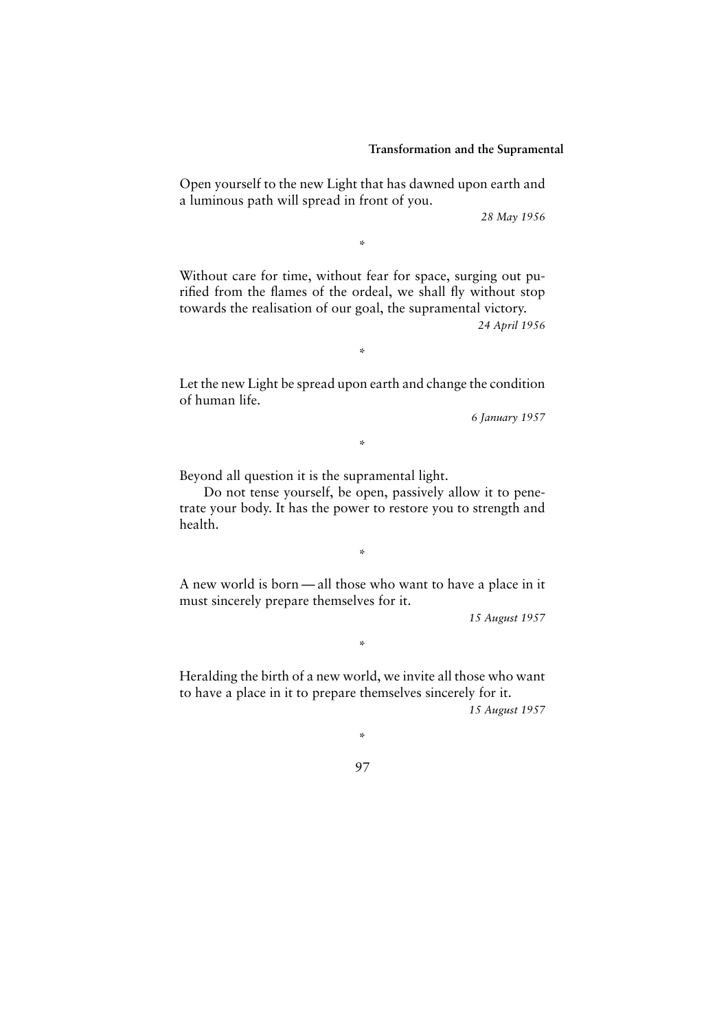Open yourself to the new Light that has dawned upon earth and a luminous path will spread in front of you.

*28 May 1956*

*

Without care for time, without fear for space, surging out purified from the flames of the ordeal, we shall fly without stop towards the realisation of our goal, the supramental victory.

*24 April 1956*

*

Let the new Light be spread upon earth and change the condition of human life.

*6 January 1957*

*

Beyond all question it is the supramental light.

Do not tense yourself, be open, passively allow it to penetrate your body. It has the power to restore you to strength and health.

*

A new world is born — all those who want to have a place in it must sincerely prepare themselves for it.

*15 August 1957*

*

Heralding the birth of a new world, we invite all those who want to have a place in it to prepare themselves sincerely for it.

*15 August 1957*

*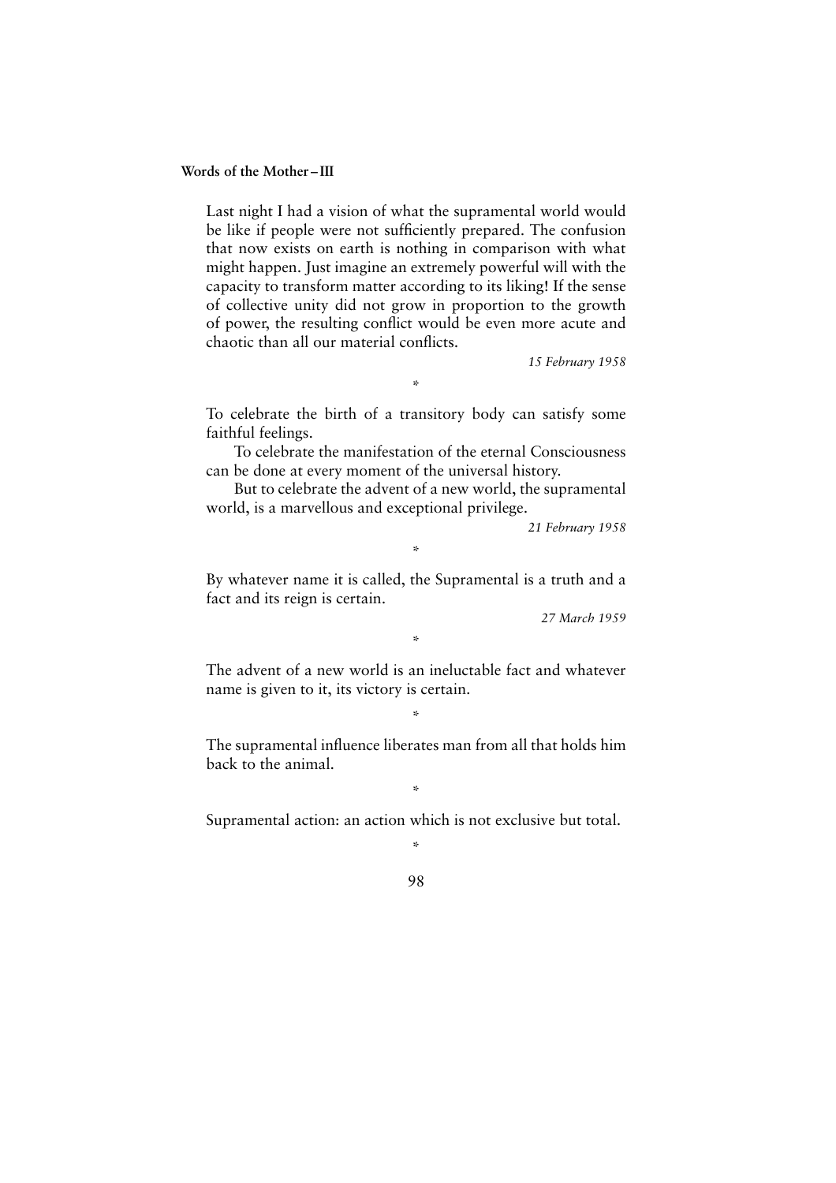Last night I had a vision of what the supramental world would be like if people were not sufficiently prepared. The confusion that now exists on earth is nothing in comparison with what might happen. Just imagine an extremely powerful will with the capacity to transform matter according to its liking! If the sense of collective unity did not grow in proportion to the growth of power, the resulting conflict would be even more acute and chaotic than all our material conflicts.

*15 February 1958*

*

To celebrate the birth of a transitory body can satisfy some faithful feelings.

To celebrate the manifestation of the eternal Consciousness can be done at every moment of the universal history.

But to celebrate the advent of a new world, the supramental world, is a marvellous and exceptional privilege.

*21 February 1958*

*

By whatever name it is called, the Supramental is a truth and a fact and its reign is certain.

*27 March 1959*

*

The advent of a new world is an ineluctable fact and whatever name is given to it, its victory is certain.

*

The supramental influence liberates man from all that holds him back to the animal.

*

Supramental action: an action which is not exclusive but total.

*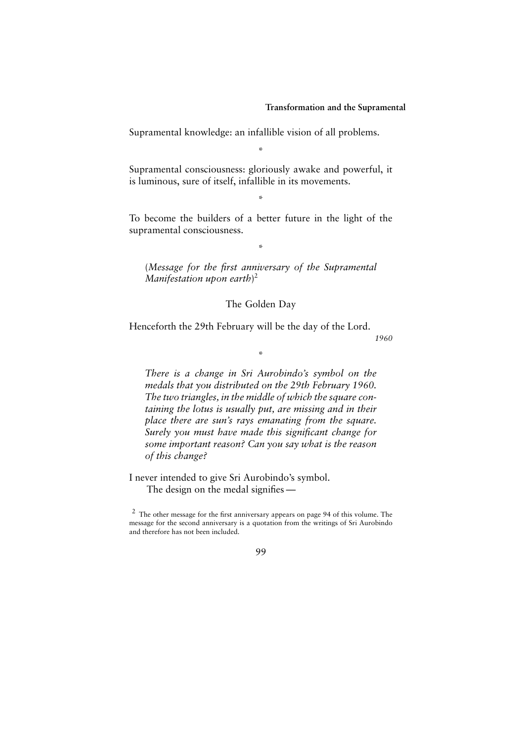Supramental knowledge: an infallible vision of all problems.

*

Supramental consciousness: gloriously awake and powerful, it is luminous, sure of itself, infallible in its movements.

*

To become the builders of a better future in the light of the supramental consciousness.

*

> (*Message for the first anniversary of the Supramental Manifestation upon earth*)[2]

The Golden Day

Henceforth the 29th February will be the day of the Lord.

*1960*

*

> *There is a change in Sri Aurobindo's symbol on the medals that you distributed on the 29th February 1960. The two triangles, in the middle of which the square containing the lotus is usually put, are missing and in their place there are sun's rays emanating from the square. Surely you must have made this significant change for some important reason? Can you say what is the reason of this change?*

I never intended to give Sri Aurobindo's symbol.

The design on the medal signifies —

[2] The other message for the first anniversary appears on page 94 of this volume. The message for the second anniversary is a quotation from the writings of Sri Aurobindo and therefore has not been included.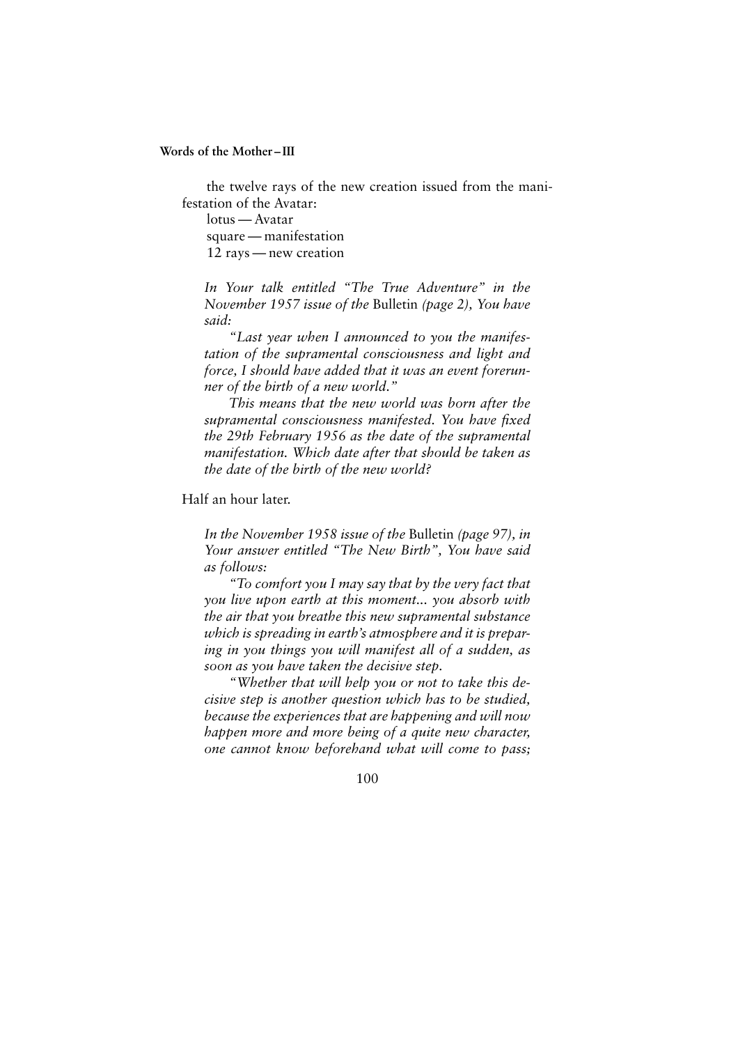the twelve rays of the new creation issued from the manifestation of the Avatar:

lotus — Avatar
square — manifestation
12 rays — new creation

*In Your talk entitled "The True Adventure" in the November 1957 issue of the* Bulletin *(page 2), You have said:*

*"Last year when I announced to you the manifestation of the supramental consciousness and light and force, I should have added that it was an event forerunner of the birth of a new world."*

*This means that the new world was born after the supramental consciousness manifested. You have fixed the 29th February 1956 as the date of the supramental manifestation. Which date after that should be taken as the date of the birth of the new world?*

Half an hour later.

*In the November 1958 issue of the* Bulletin *(page 97), in Your answer entitled "The New Birth", You have said as follows:*

*"To comfort you I may say that by the very fact that you live upon earth at this moment... you absorb with the air that you breathe this new supramental substance which is spreading in earth's atmosphere and it is preparing in you things you will manifest all of a sudden, as soon as you have taken the decisive step.*

*"Whether that will help you or not to take this decisive step is another question which has to be studied, because the experiences that are happening and will now happen more and more being of a quite new character, one cannot know beforehand what will come to pass;*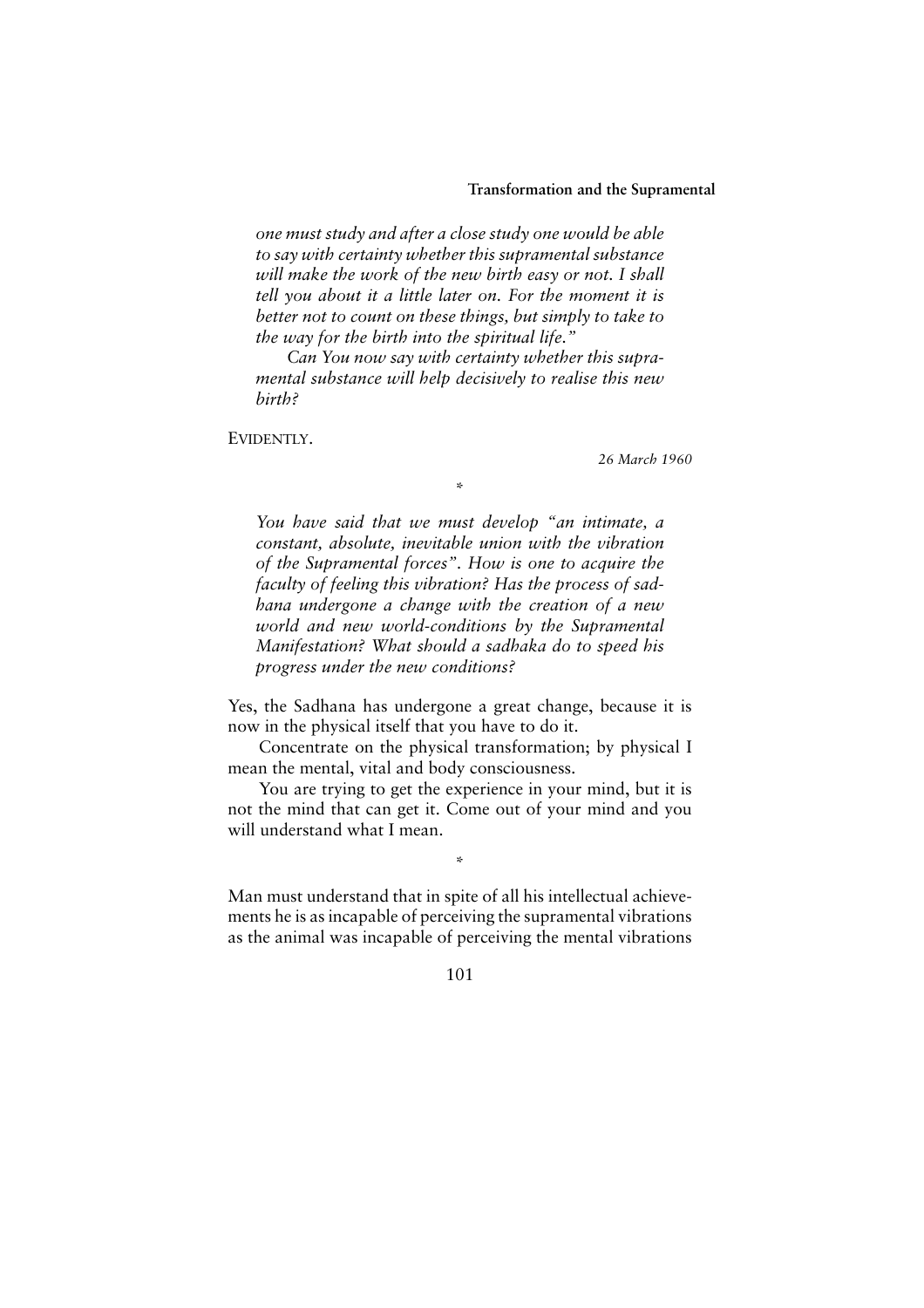*one must study and after a close study one would be able to say with certainty whether this supramental substance will make the work of the new birth easy or not. I shall tell you about it a little later on. For the moment it is better not to count on these things, but simply to take to the way for the birth into the spiritual life."*

*Can You now say with certainty whether this supramental substance will help decisively to realise this new birth?*

EVIDENTLY.

*26 March 1960*

*

*You have said that we must develop "an intimate, a constant, absolute, inevitable union with the vibration of the Supramental forces". How is one to acquire the faculty of feeling this vibration? Has the process of sadhana undergone a change with the creation of a new world and new world-conditions by the Supramental Manifestation? What should a sadhaka do to speed his progress under the new conditions?*

Yes, the Sadhana has undergone a great change, because it is now in the physical itself that you have to do it.

Concentrate on the physical transformation; by physical I mean the mental, vital and body consciousness.

You are trying to get the experience in your mind, but it is not the mind that can get it. Come out of your mind and you will understand what I mean.

*

Man must understand that in spite of all his intellectual achievements he is as incapable of perceiving the supramental vibrations as the animal was incapable of perceiving the mental vibrations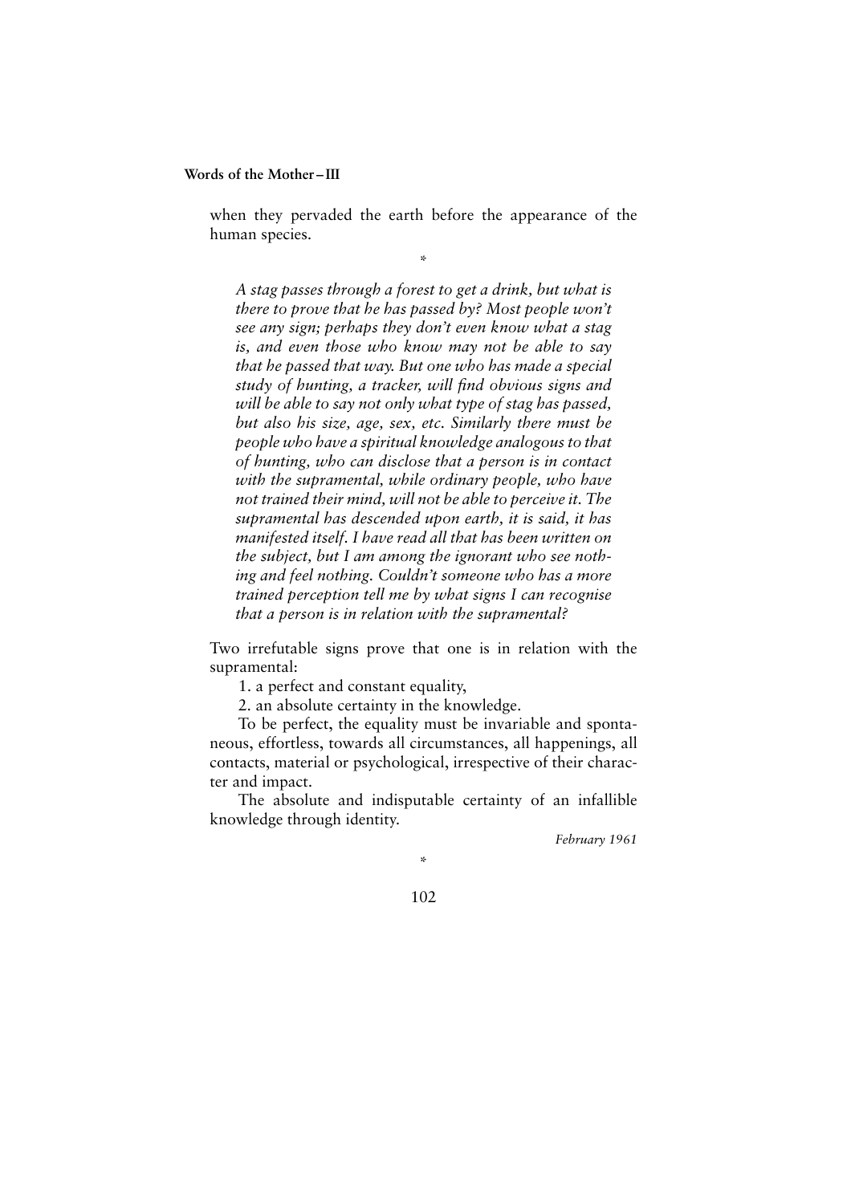when they pervaded the earth before the appearance of the human species.

*

*A stag passes through a forest to get a drink, but what is there to prove that he has passed by? Most people won't see any sign; perhaps they don't even know what a stag is, and even those who know may not be able to say that he passed that way. But one who has made a special study of hunting, a tracker, will find obvious signs and will be able to say not only what type of stag has passed, but also his size, age, sex, etc. Similarly there must be people who have a spiritual knowledge analogous to that of hunting, who can disclose that a person is in contact with the supramental, while ordinary people, who have not trained their mind, will not be able to perceive it. The supramental has descended upon earth, it is said, it has manifested itself. I have read all that has been written on the subject, but I am among the ignorant who see nothing and feel nothing. Couldn't someone who has a more trained perception tell me by what signs I can recognise that a person is in relation with the supramental?*

Two irrefutable signs prove that one is in relation with the supramental:

1. a perfect and constant equality,
2. an absolute certainty in the knowledge.

To be perfect, the equality must be invariable and spontaneous, effortless, towards all circumstances, all happenings, all contacts, material or psychological, irrespective of their character and impact.

The absolute and indisputable certainty of an infallible knowledge through identity.

*February 1961*

*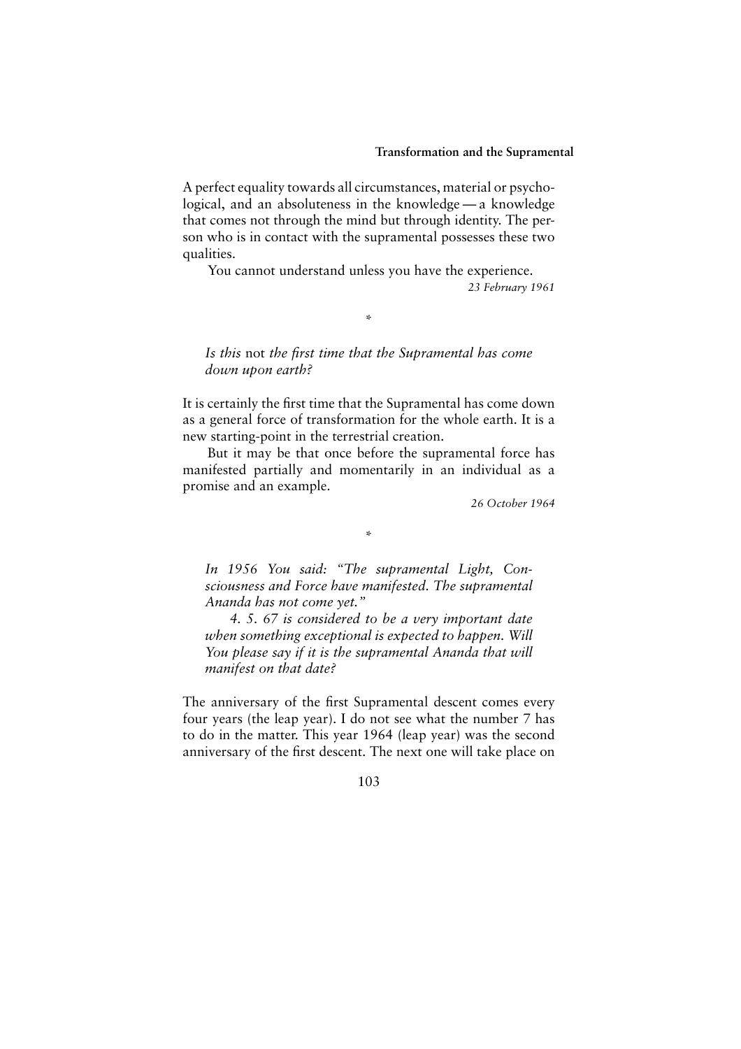A perfect equality towards all circumstances, material or psychological, and an absoluteness in the knowledge — a knowledge that comes not through the mind but through identity. The person who is in contact with the supramental possesses these two qualities.

You cannot understand unless you have the experience.

*23 February 1961*

*

*Is this* not *the first time that the Supramental has come down upon earth?*

It is certainly the first time that the Supramental has come down as a general force of transformation for the whole earth. It is a new starting-point in the terrestrial creation.

But it may be that once before the supramental force has manifested partially and momentarily in an individual as a promise and an example.

*26 October 1964*

*

*In 1956 You said: "The supramental Light, Consciousness and Force have manifested. The supramental Ananda has not come yet."*

*4. 5. 67 is considered to be a very important date when something exceptional is expected to happen. Will You please say if it is the supramental Ananda that will manifest on that date?*

The anniversary of the first Supramental descent comes every four years (the leap year). I do not see what the number 7 has to do in the matter. This year 1964 (leap year) was the second anniversary of the first descent. The next one will take place on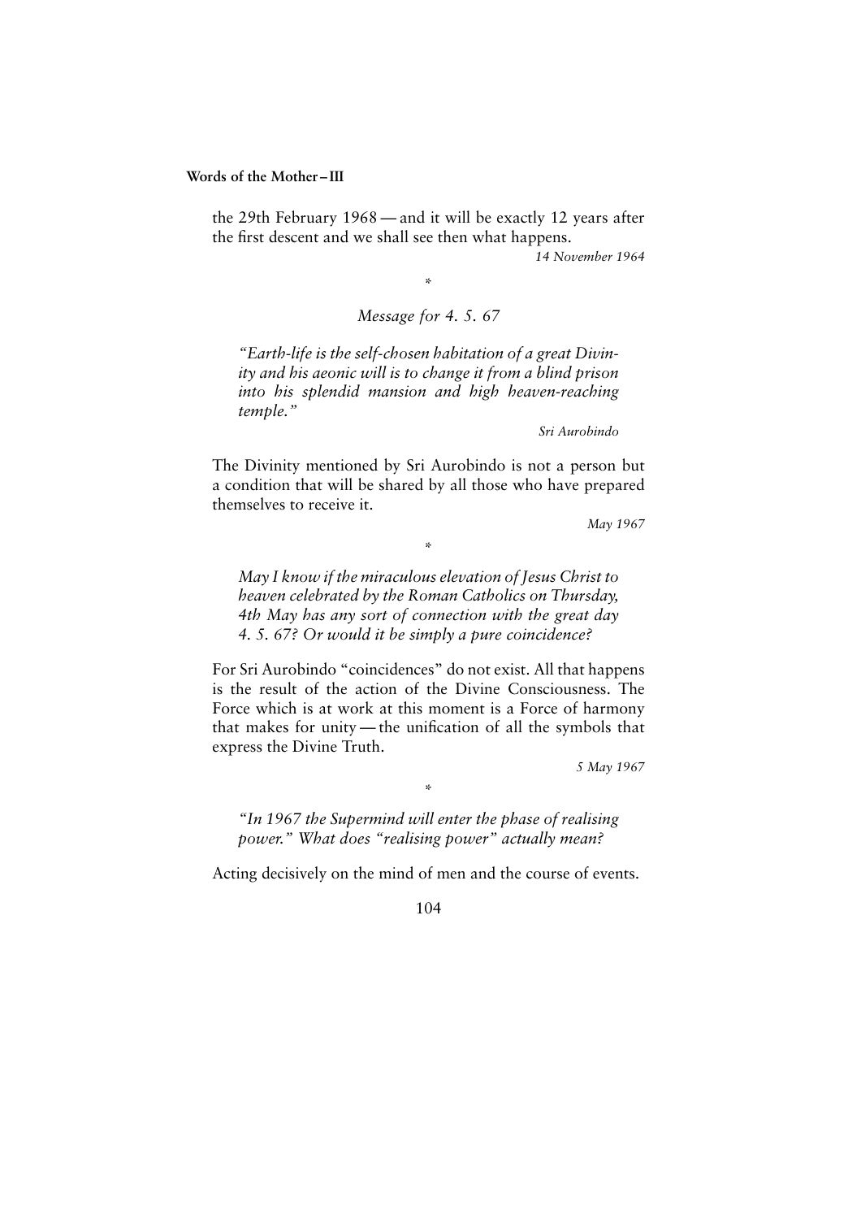the 29th February 1968 — and it will be exactly 12 years after the first descent and we shall see then what happens.

*14 November 1964*

*

*Message for 4. 5. 67*

*"Earth-life is the self-chosen habitation of a great Divinity and his aeonic will is to change it from a blind prison into his splendid mansion and high heaven-reaching temple."*

*Sri Aurobindo*

The Divinity mentioned by Sri Aurobindo is not a person but a condition that will be shared by all those who have prepared themselves to receive it.

*May 1967*

*

*May I know if the miraculous elevation of Jesus Christ to heaven celebrated by the Roman Catholics on Thursday, 4th May has any sort of connection with the great day 4. 5. 67? Or would it be simply a pure coincidence?*

For Sri Aurobindo "coincidences" do not exist. All that happens is the result of the action of the Divine Consciousness. The Force which is at work at this moment is a Force of harmony that makes for unity — the unification of all the symbols that express the Divine Truth.

*5 May 1967*

*

*"In 1967 the Supermind will enter the phase of realising power." What does "realising power" actually mean?*

Acting decisively on the mind of men and the course of events.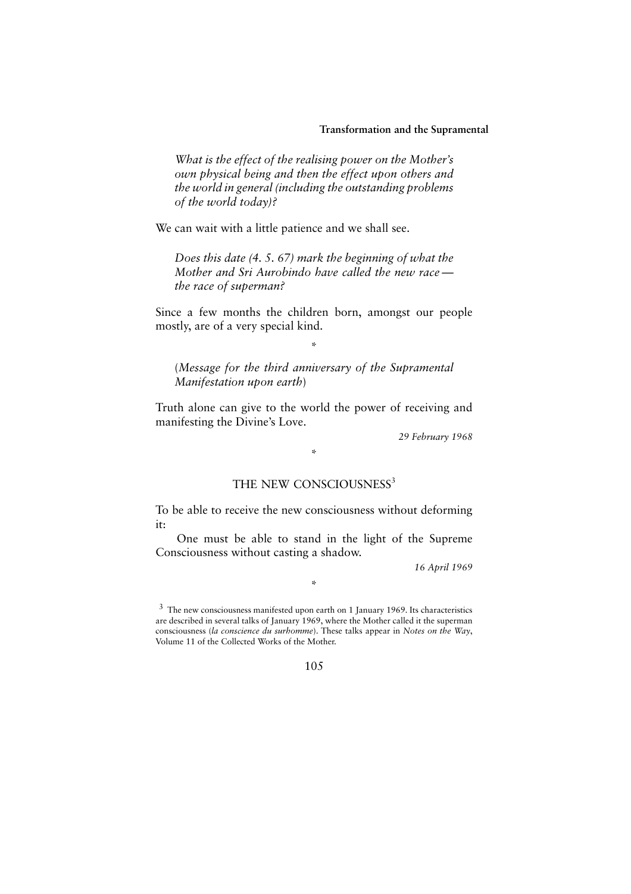*What is the effect of the realising power on the Mother's own physical being and then the effect upon others and the world in general (including the outstanding problems of the world today)?*

We can wait with a little patience and we shall see.

*Does this date (4. 5. 67) mark the beginning of what the Mother and Sri Aurobindo have called the new race — the race of superman?*

Since a few months the children born, amongst our people mostly, are of a very special kind.

*

(*Message for the third anniversary of the Supramental Manifestation upon earth*)

Truth alone can give to the world the power of receiving and manifesting the Divine's Love.

*29 February 1968*

*

## THE NEW CONSCIOUSNESS[3]

To be able to receive the new consciousness without deforming it:

One must be able to stand in the light of the Supreme Consciousness without casting a shadow.

*16 April 1969*

*

[3] The new consciousness manifested upon earth on 1 January 1969. Its characteristics are described in several talks of January 1969, where the Mother called it the superman consciousness (*la conscience du surhomme*). These talks appear in *Notes on the Way*, Volume 11 of the Collected Works of the Mother.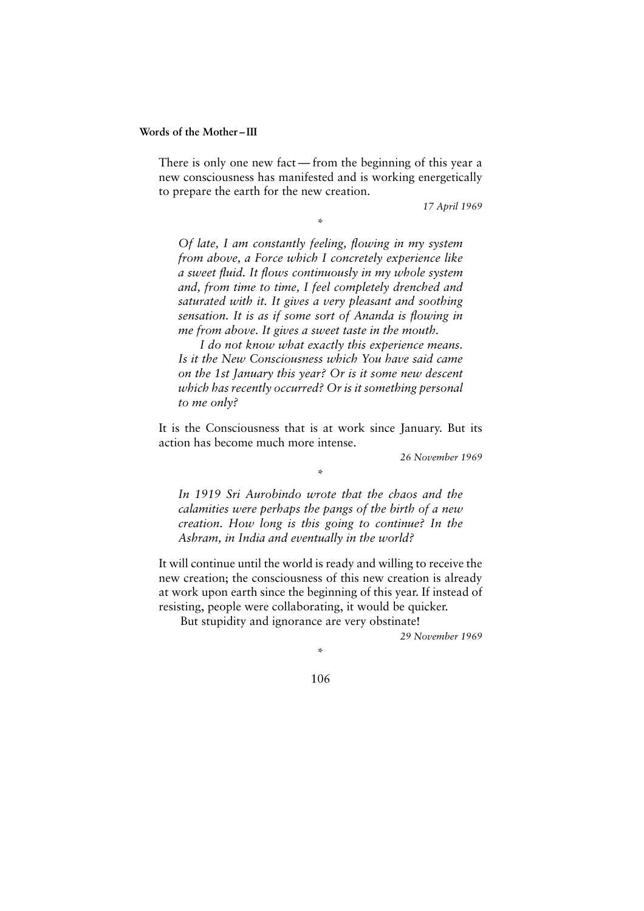There is only one new fact — from the beginning of this year a new consciousness has manifested and is working energetically to prepare the earth for the new creation.

*17 April 1969*

\*

*Of late, I am constantly feeling, flowing in my system from above, a Force which I concretely experience like a sweet fluid. It flows continuously in my whole system and, from time to time, I feel completely drenched and saturated with it. It gives a very pleasant and soothing sensation. It is as if some sort of Ananda is flowing in me from above. It gives a sweet taste in the mouth.*

*I do not know what exactly this experience means. Is it the New Consciousness which You have said came on the 1st January this year? Or is it some new descent which has recently occurred? Or is it something personal to me only?*

It is the Consciousness that is at work since January. But its action has become much more intense.

*26 November 1969*

\*

*In 1919 Sri Aurobindo wrote that the chaos and the calamities were perhaps the pangs of the birth of a new creation. How long is this going to continue? In the Ashram, in India and eventually in the world?*

It will continue until the world is ready and willing to receive the new creation; the consciousness of this new creation is already at work upon earth since the beginning of this year. If instead of resisting, people were collaborating, it would be quicker.

But stupidity and ignorance are very obstinate!

*29 November 1969*

\*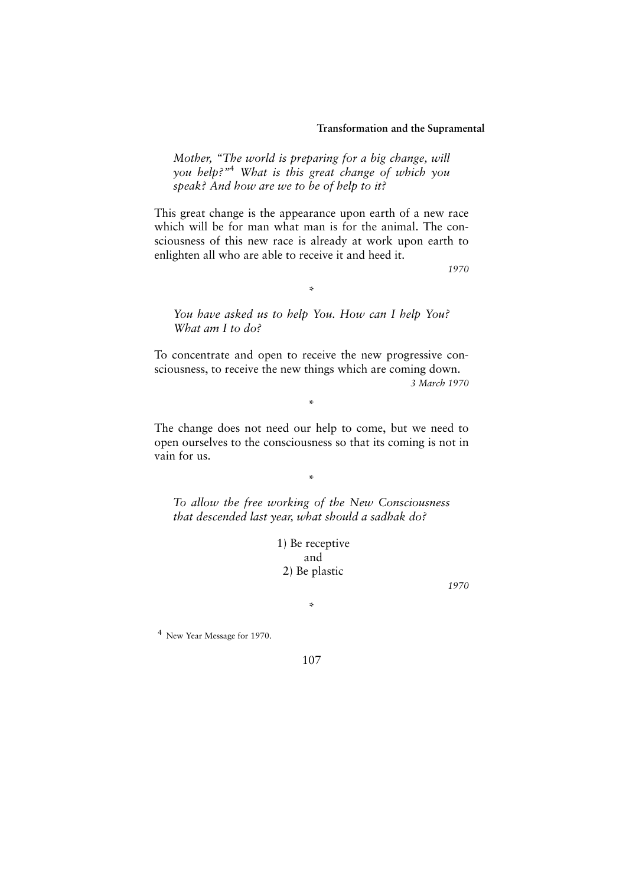*Mother, "The world is preparing for a big change, will you help?"*[4] *What is this great change of which you speak? And how are we to be of help to it?*

This great change is the appearance upon earth of a new race which will be for man what man is for the animal. The consciousness of this new race is already at work upon earth to enlighten all who are able to receive it and heed it.

*1970*

*

*You have asked us to help You. How can I help You? What am I to do?*

To concentrate and open to receive the new progressive consciousness, to receive the new things which are coming down.

*3 March 1970*

*

The change does not need our help to come, but we need to open ourselves to the consciousness so that its coming is not in vain for us.

*

*To allow the free working of the New Consciousness that descended last year, what should a sadhak do?*

1) Be receptive
and
2) Be plastic

*1970*

*

[4] New Year Message for 1970.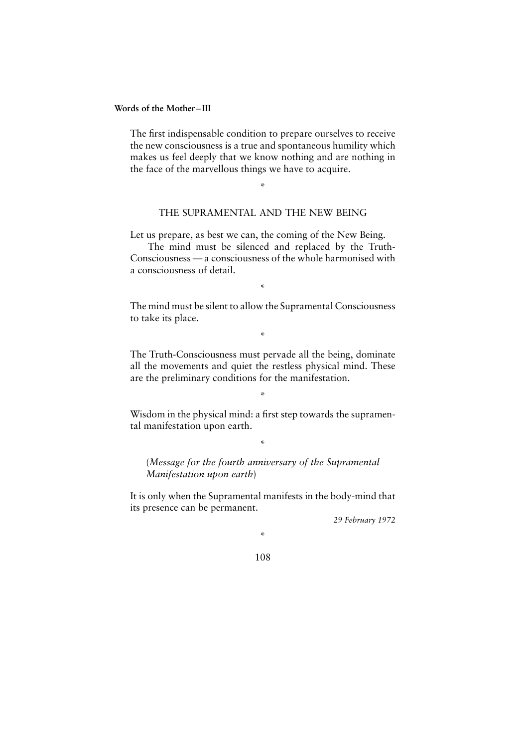The first indispensable condition to prepare ourselves to receive the new consciousness is a true and spontaneous humility which makes us feel deeply that we know nothing and are nothing in the face of the marvellous things we have to acquire.

*

## THE SUPRAMENTAL AND THE NEW BEING

Let us prepare, as best we can, the coming of the New Being.

The mind must be silenced and replaced by the Truth-Consciousness — a consciousness of the whole harmonised with a consciousness of detail.

*

The mind must be silent to allow the Supramental Consciousness to take its place.

*

The Truth-Consciousness must pervade all the being, dominate all the movements and quiet the restless physical mind. These are the preliminary conditions for the manifestation.

*

Wisdom in the physical mind: a first step towards the supramental manifestation upon earth.

*

(*Message for the fourth anniversary of the Supramental Manifestation upon earth*)

It is only when the Supramental manifests in the body-mind that its presence can be permanent.

*29 February 1972*

*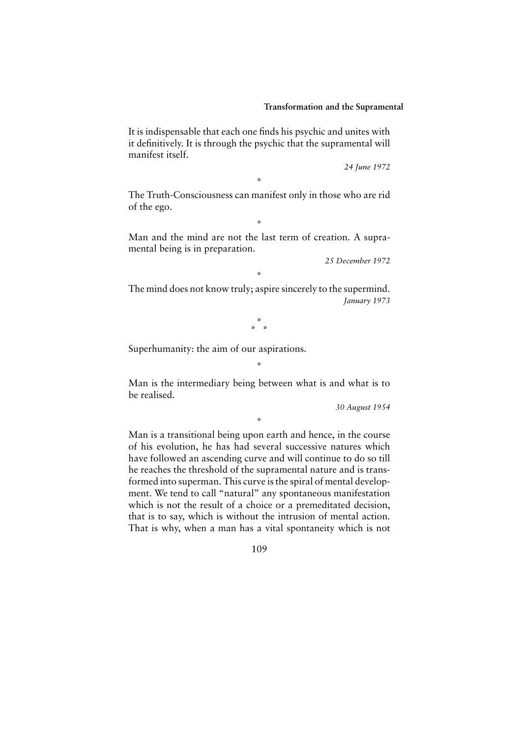It is indispensable that each one finds his psychic and unites with it definitively. It is through the psychic that the supramental will manifest itself.

*24 June 1972*

*

The Truth-Consciousness can manifest only in those who are rid of the ego.

*

Man and the mind are not the last term of creation. A supramental being is in preparation.

*25 December 1972*

*

The mind does not know truly; aspire sincerely to the supermind.

*January 1973*

\*
\* \*

Superhumanity: the aim of our aspirations.

*

Man is the intermediary being between what is and what is to be realised.

*30 August 1954*

*

Man is a transitional being upon earth and hence, in the course of his evolution, he has had several successive natures which have followed an ascending curve and will continue to do so till he reaches the threshold of the supramental nature and is transformed into superman. This curve is the spiral of mental development. We tend to call "natural" any spontaneous manifestation which is not the result of a choice or a premeditated decision, that is to say, which is without the intrusion of mental action. That is why, when a man has a vital spontaneity which is not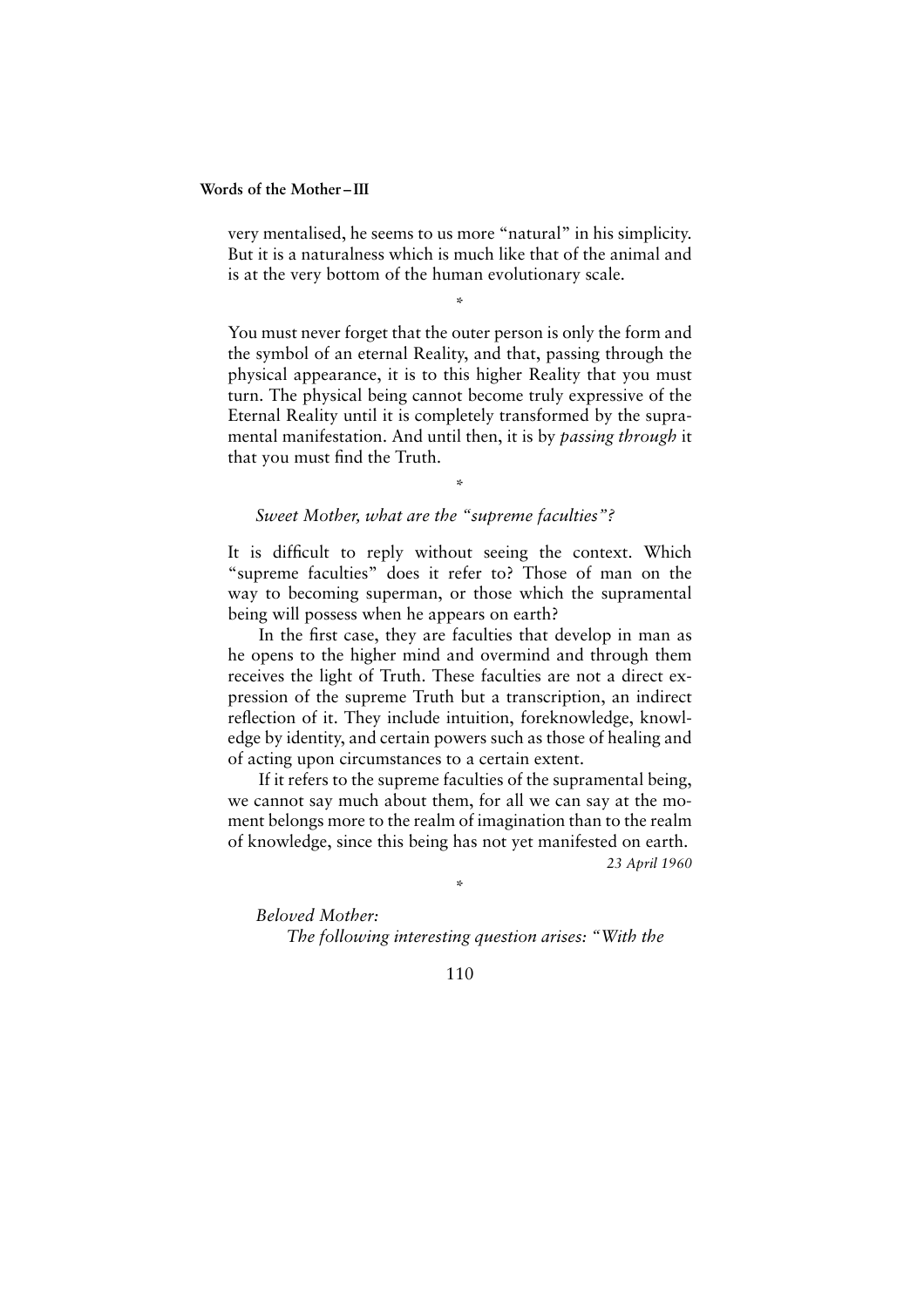very mentalised, he seems to us more "natural" in his simplicity. But it is a naturalness which is much like that of the animal and is at the very bottom of the human evolutionary scale.

*

You must never forget that the outer person is only the form and the symbol of an eternal Reality, and that, passing through the physical appearance, it is to this higher Reality that you must turn. The physical being cannot become truly expressive of the Eternal Reality until it is completely transformed by the supramental manifestation. And until then, it is by *passing through* it that you must find the Truth.

*

*Sweet Mother, what are the "supreme faculties"?*

It is difficult to reply without seeing the context. Which "supreme faculties" does it refer to? Those of man on the way to becoming superman, or those which the supramental being will possess when he appears on earth?

In the first case, they are faculties that develop in man as he opens to the higher mind and overmind and through them receives the light of Truth. These faculties are not a direct expression of the supreme Truth but a transcription, an indirect reflection of it. They include intuition, foreknowledge, knowledge by identity, and certain powers such as those of healing and of acting upon circumstances to a certain extent.

If it refers to the supreme faculties of the supramental being, we cannot say much about them, for all we can say at the moment belongs more to the realm of imagination than to the realm of knowledge, since this being has not yet manifested on earth.

*23 April 1960*

*

*Beloved Mother:*

*The following interesting question arises: "With the*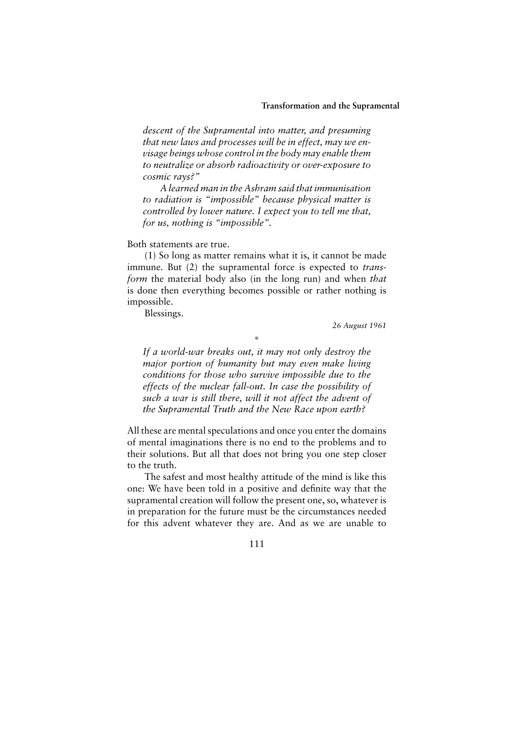*descent of the Supramental into matter, and presuming that new laws and processes will be in effect, may we envisage beings whose control in the body may enable them to neutralize or absorb radioactivity or over-exposure to cosmic rays?"*

*A learned man in the Ashram said that immunisation to radiation is "impossible" because physical matter is controlled by lower nature. I expect you to tell me that, for us, nothing is "impossible".*

Both statements are true.

(1) So long as matter remains what it is, it cannot be made immune. But (2) the supramental force is expected to *transform* the material body also (in the long run) and when *that* is done then everything becomes possible or rather nothing is impossible.

Blessings.

*26 August 1961*

\*

*If a world-war breaks out, it may not only destroy the major portion of humanity but may even make living conditions for those who survive impossible due to the effects of the nuclear fall-out. In case the possibility of such a war is still there, will it not affect the advent of the Supramental Truth and the New Race upon earth?*

All these are mental speculations and once you enter the domains of mental imaginations there is no end to the problems and to their solutions. But all that does not bring you one step closer to the truth.

The safest and most healthy attitude of the mind is like this one: We have been told in a positive and definite way that the supramental creation will follow the present one, so, whatever is in preparation for the future must be the circumstances needed for this advent whatever they are. And as we are unable to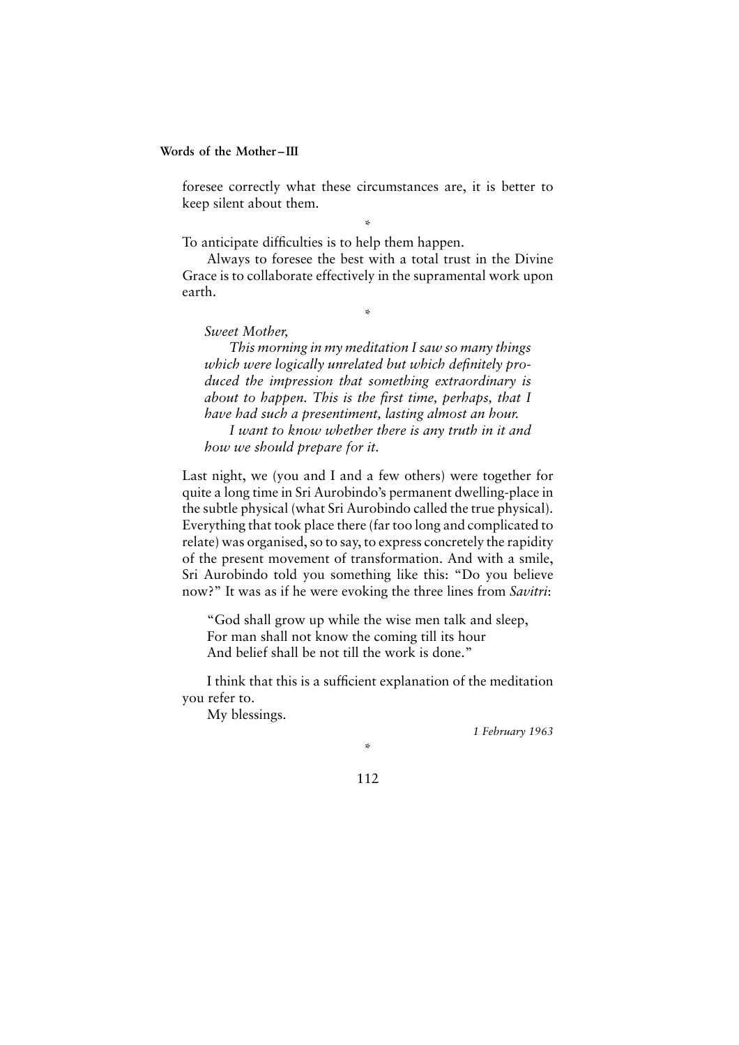foresee correctly what these circumstances are, it is better to keep silent about them.

*

To anticipate difficulties is to help them happen.

Always to foresee the best with a total trust in the Divine Grace is to collaborate effectively in the supramental work upon earth.

*

*Sweet Mother,*

*This morning in my meditation I saw so many things which were logically unrelated but which definitely produced the impression that something extraordinary is about to happen. This is the first time, perhaps, that I have had such a presentiment, lasting almost an hour.*

*I want to know whether there is any truth in it and how we should prepare for it.*

Last night, we (you and I and a few others) were together for quite a long time in Sri Aurobindo's permanent dwelling-place in the subtle physical (what Sri Aurobindo called the true physical). Everything that took place there (far too long and complicated to relate) was organised, so to say, to express concretely the rapidity of the present movement of transformation. And with a smile, Sri Aurobindo told you something like this: "Do you believe now?" It was as if he were evoking the three lines from *Savitri*:

"God shall grow up while the wise men talk and sleep,
For man shall not know the coming till its hour
And belief shall be not till the work is done."

I think that this is a sufficient explanation of the meditation you refer to.

My blessings.

*1 February 1963*

*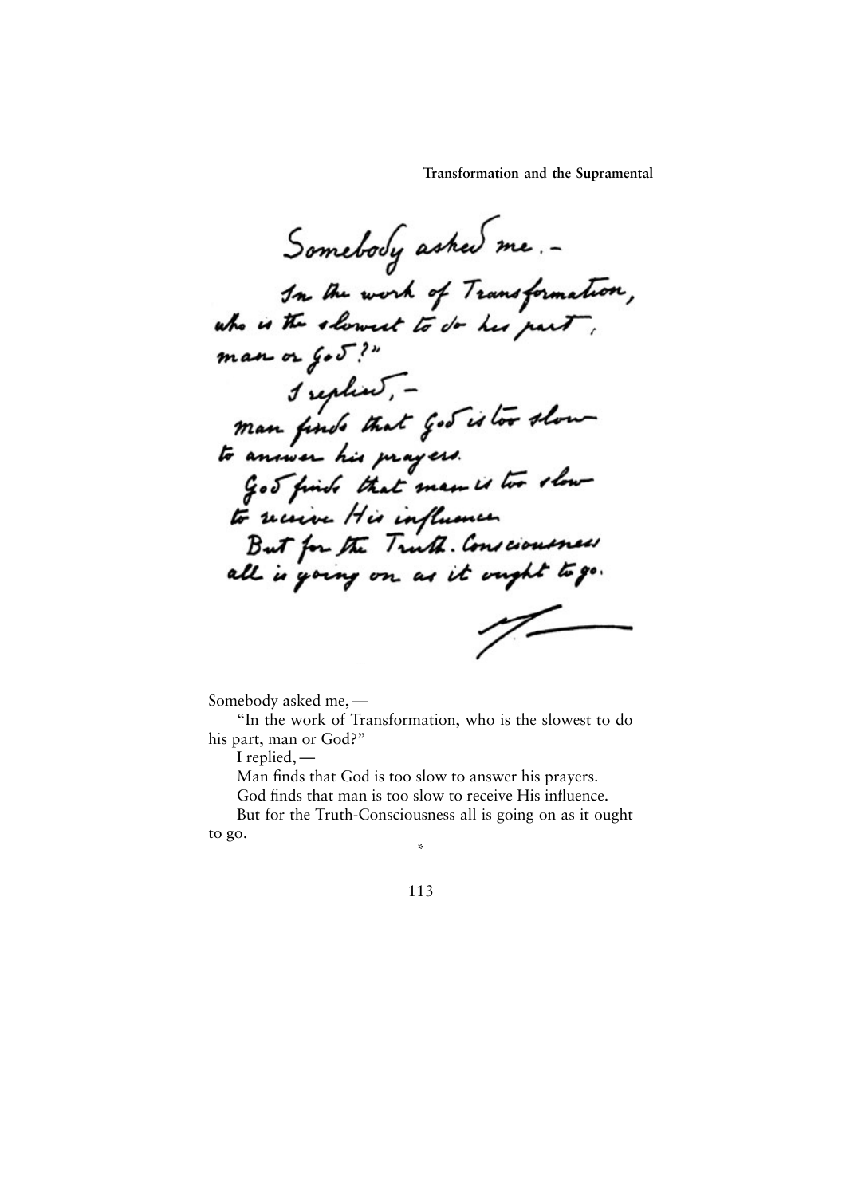Somebody asked me,—

"In the work of Transformation, who is the slowest to do his part, man or God?"

I replied,—

Man finds that God is too slow to answer his prayers.

God finds that man is too slow to receive His influence.

But for the Truth-Consciousness all is going on as it ought to go.

*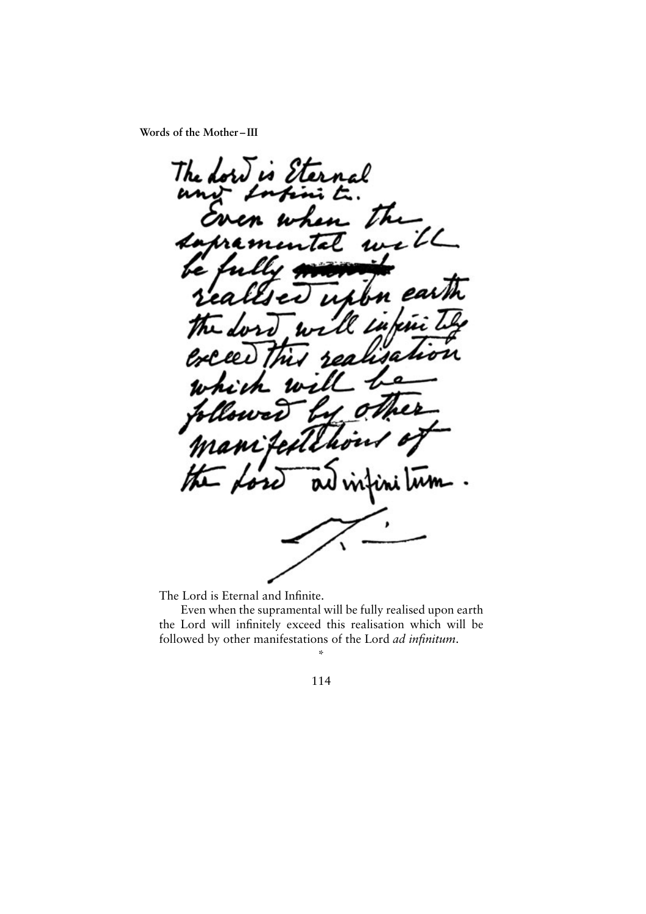The Lord is Eternal and Infinite.

Even when the supramental will be fully realised upon earth the Lord will infinitely exceed this realisation which will be followed by other manifestations of the Lord *ad infinitum*.

*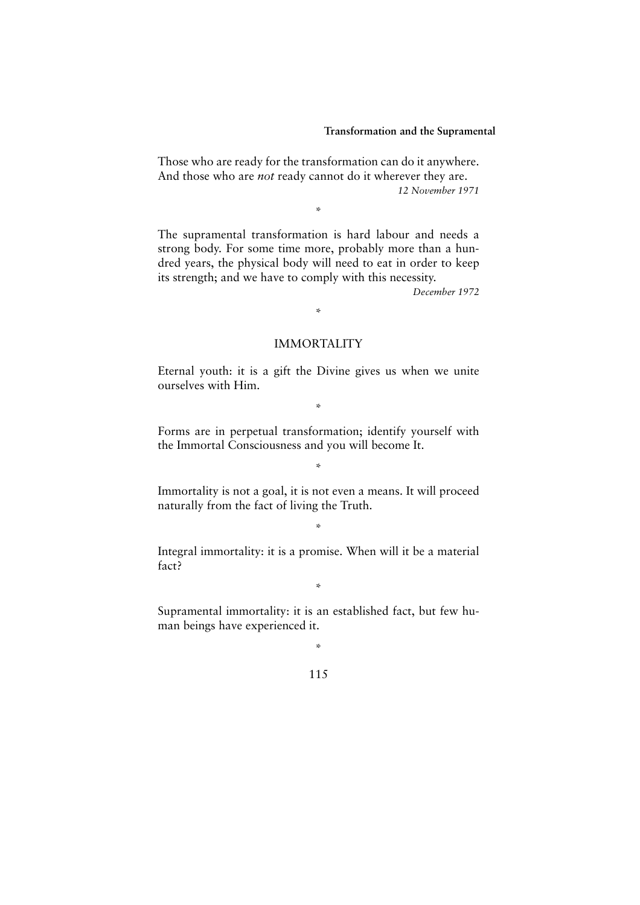Those who are ready for the transformation can do it anywhere. And those who are *not* ready cannot do it wherever they are.

*12 November 1971*

*

The supramental transformation is hard labour and needs a strong body. For some time more, probably more than a hundred years, the physical body will need to eat in order to keep its strength; and we have to comply with this necessity.

*December 1972*

*

## IMMORTALITY

Eternal youth: it is a gift the Divine gives us when we unite ourselves with Him.

*

Forms are in perpetual transformation; identify yourself with the Immortal Consciousness and you will become It.

*

Immortality is not a goal, it is not even a means. It will proceed naturally from the fact of living the Truth.

*

Integral immortality: it is a promise. When will it be a material fact?

*

Supramental immortality: it is an established fact, but few human beings have experienced it.

*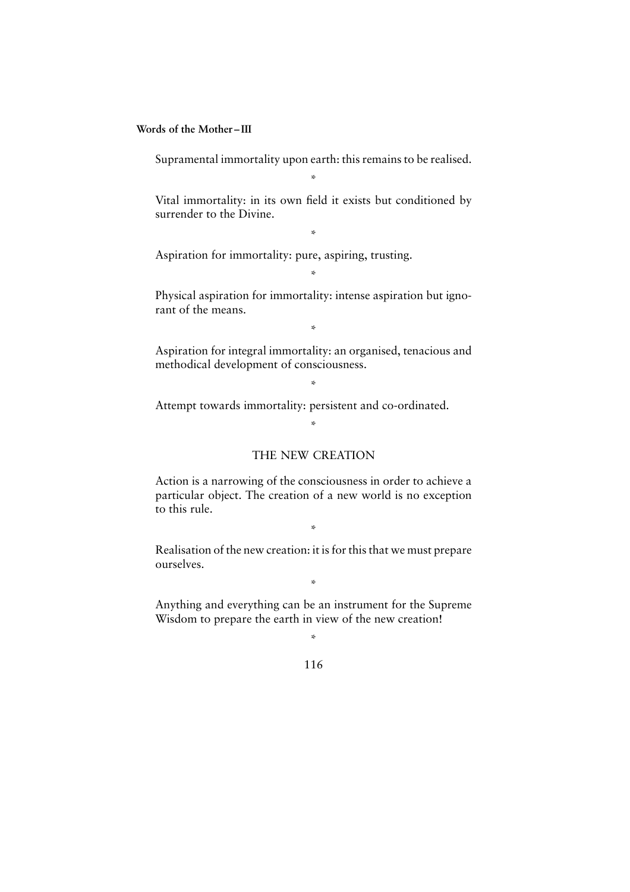Supramental immortality upon earth: this remains to be realised.

*

Vital immortality: in its own field it exists but conditioned by surrender to the Divine.

*

Aspiration for immortality: pure, aspiring, trusting.

*

Physical aspiration for immortality: intense aspiration but ignorant of the means.

*

Aspiration for integral immortality: an organised, tenacious and methodical development of consciousness.

*

Attempt towards immortality: persistent and co-ordinated.

*

## THE NEW CREATION

Action is a narrowing of the consciousness in order to achieve a particular object. The creation of a new world is no exception to this rule.

*

Realisation of the new creation: it is for this that we must prepare ourselves.

*

Anything and everything can be an instrument for the Supreme Wisdom to prepare the earth in view of the new creation!

*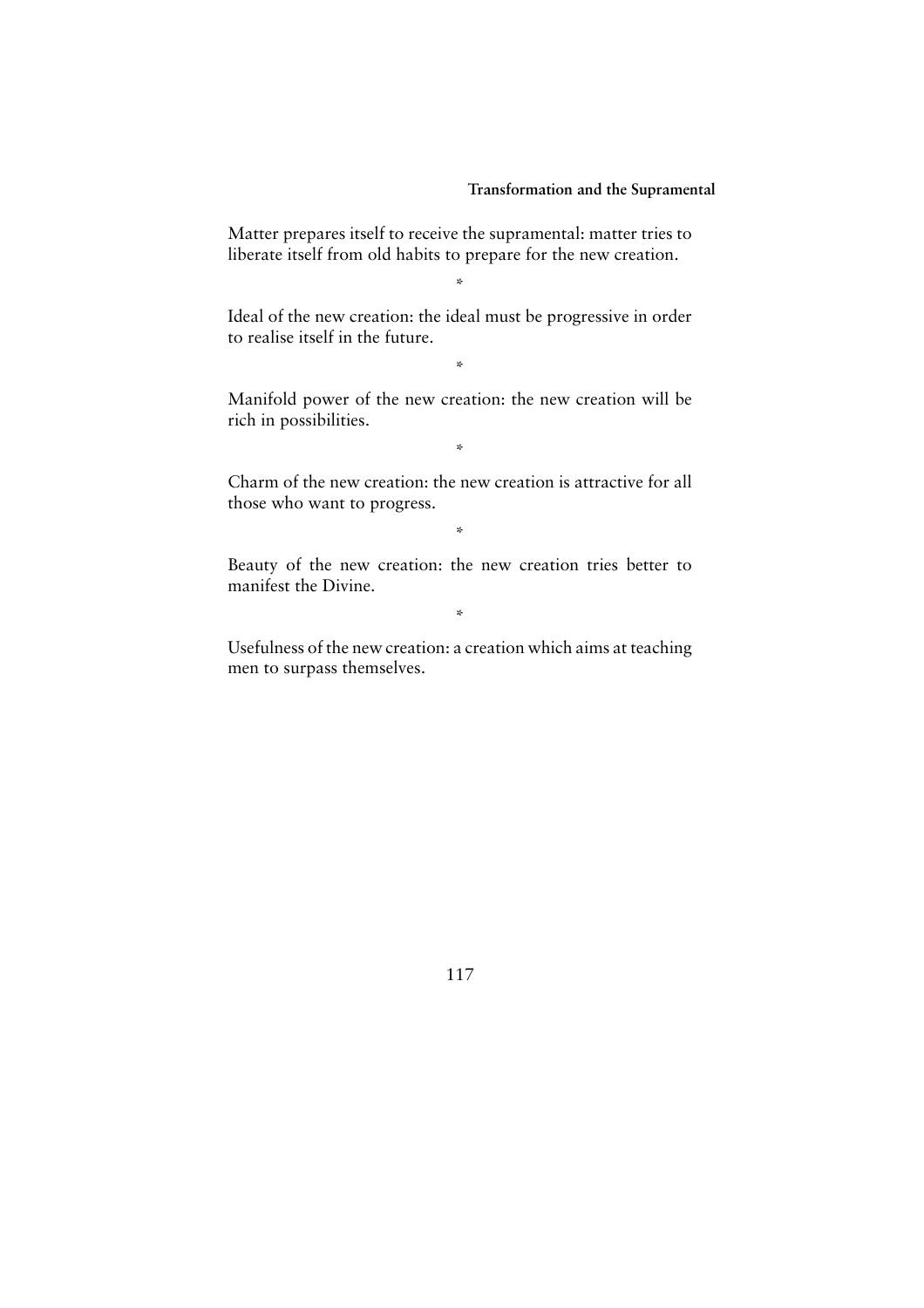Matter prepares itself to receive the supramental: matter tries to liberate itself from old habits to prepare for the new creation.

*

Ideal of the new creation: the ideal must be progressive in order to realise itself in the future.

*

Manifold power of the new creation: the new creation will be rich in possibilities.

*

Charm of the new creation: the new creation is attractive for all those who want to progress.

*

Beauty of the new creation: the new creation tries better to manifest the Divine.

*

Usefulness of the new creation: a creation which aims at teaching men to surpass themselves.